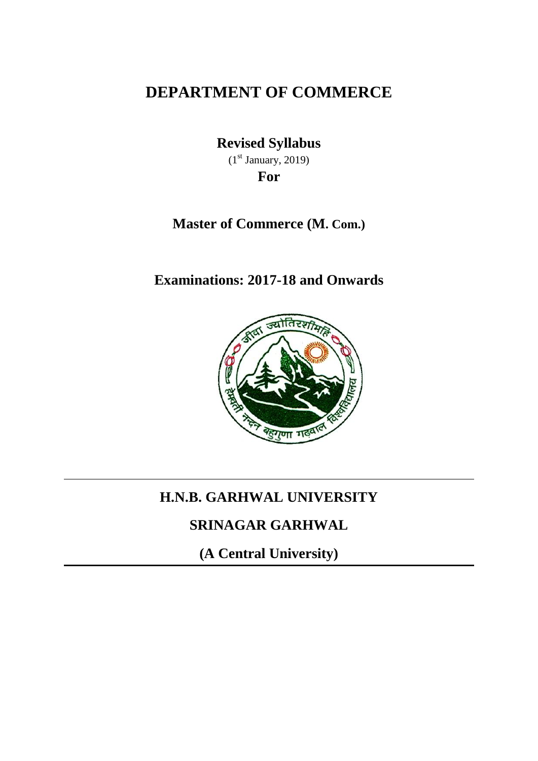# DEPARTMENT OF COMMERCE

## Revised Syllabus

(1st January, 2019)

**For**

## Master of Commerce (M. Com.)

## Examinations: 2017-18 and Onwards

---

## H.N.B. GARHWAL UNIVERSITY

## SRINAGAR GARHWAL

## (A Central University)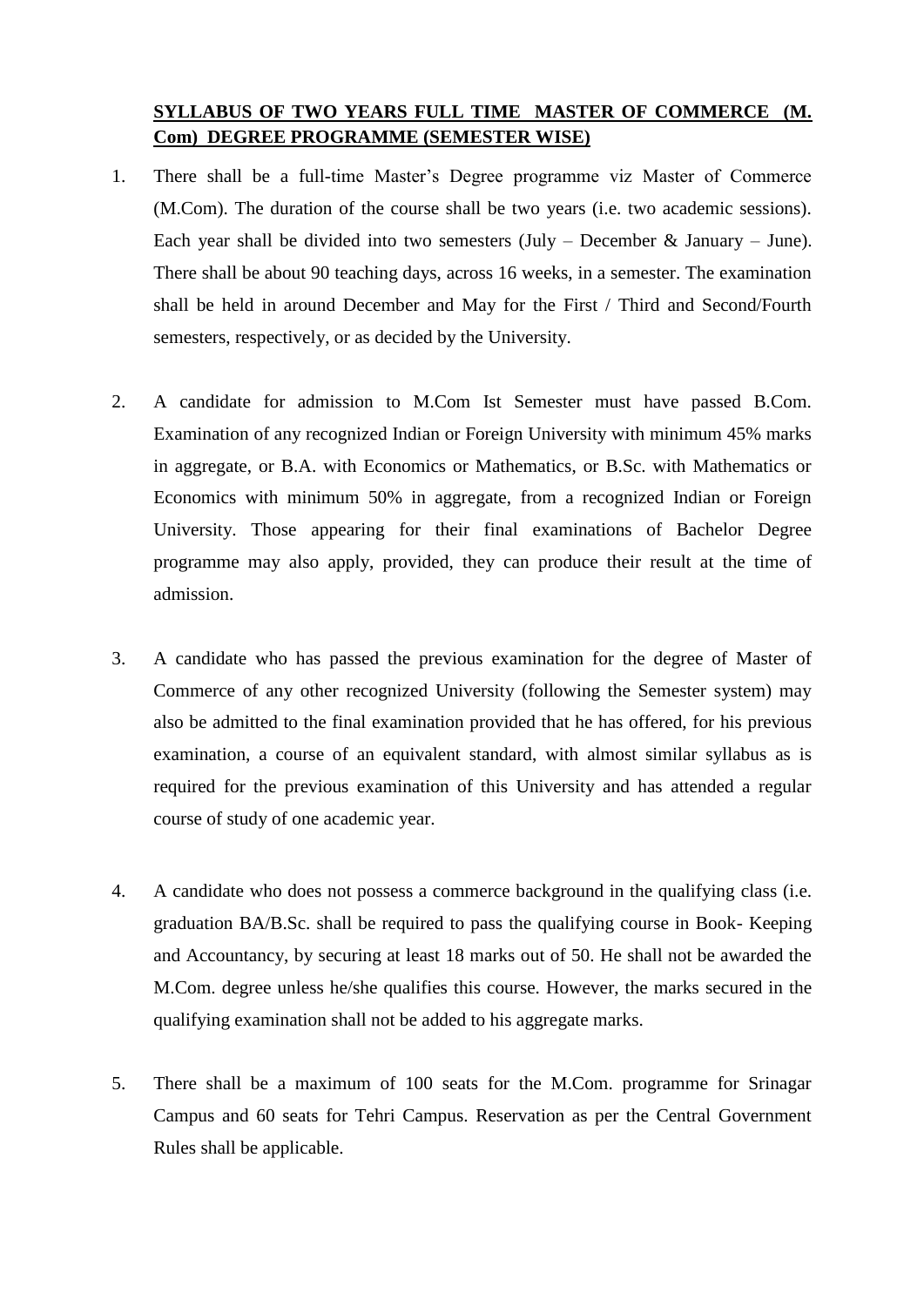**SYLLABUS OF TWO YEARS FULL TIME MASTER OF COMMERCE (M. Com) DEGREE PROGRAMME (SEMESTER WISE)**

1. There shall be a full-time Master's Degree programme viz Master of Commerce (M.Com). The duration of the course shall be two years (i.e. two academic sessions). Each year shall be divided into two semesters (July – December & January – June). There shall be about 90 teaching days, across 16 weeks, in a semester. The examination shall be held in around December and May for the First / Third and Second/Fourth semesters, respectively, or as decided by the University.

2. A candidate for admission to M.Com Ist Semester must have passed B.Com. Examination of any recognized Indian or Foreign University with minimum 45% marks in aggregate, or B.A. with Economics or Mathematics, or B.Sc. with Mathematics or Economics with minimum 50% in aggregate, from a recognized Indian or Foreign University. Those appearing for their final examinations of Bachelor Degree programme may also apply, provided, they can produce their result at the time of admission.

3. A candidate who has passed the previous examination for the degree of Master of Commerce of any other recognized University (following the Semester system) may also be admitted to the final examination provided that he has offered, for his previous examination, a course of an equivalent standard, with almost similar syllabus as is required for the previous examination of this University and has attended a regular course of study of one academic year.

4. A candidate who does not possess a commerce background in the qualifying class (i.e. graduation BA/B.Sc. shall be required to pass the qualifying course in Book- Keeping and Accountancy, by securing at least 18 marks out of 50. He shall not be awarded the M.Com. degree unless he/she qualifies this course. However, the marks secured in the qualifying examination shall not be added to his aggregate marks.

5. There shall be a maximum of 100 seats for the M.Com. programme for Srinagar Campus and 60 seats for Tehri Campus. Reservation as per the Central Government Rules shall be applicable.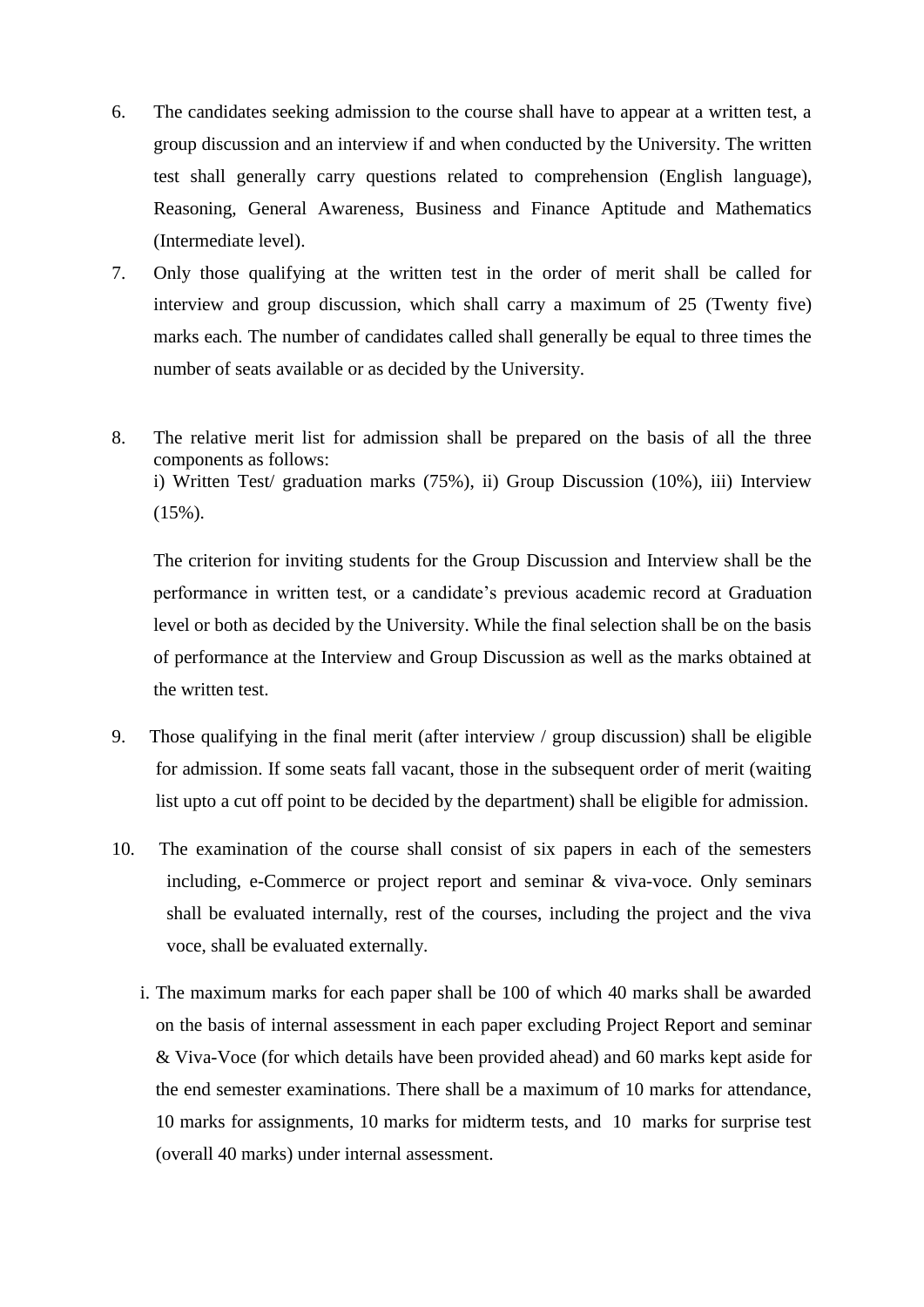6. The candidates seeking admission to the course shall have to appear at a written test, a group discussion and an interview if and when conducted by the University. The written test shall generally carry questions related to comprehension (English language), Reasoning, General Awareness, Business and Finance Aptitude and Mathematics (Intermediate level).

7. Only those qualifying at the written test in the order of merit shall be called for interview and group discussion, which shall carry a maximum of 25 (Twenty five) marks each. The number of candidates called shall generally be equal to three times the number of seats available or as decided by the University.

8. The relative merit list for admission shall be prepared on the basis of all the three components as follows:
   i) Written Test/ graduation marks (75%), ii) Group Discussion (10%), iii) Interview (15%).

   The criterion for inviting students for the Group Discussion and Interview shall be the performance in written test, or a candidate's previous academic record at Graduation level or both as decided by the University. While the final selection shall be on the basis of performance at the Interview and Group Discussion as well as the marks obtained at the written test.

9. Those qualifying in the final merit (after interview / group discussion) shall be eligible for admission. If some seats fall vacant, those in the subsequent order of merit (waiting list upto a cut off point to be decided by the department) shall be eligible for admission.

10. The examination of the course shall consist of six papers in each of the semesters including, e-Commerce or project report and seminar & viva-voce. Only seminars shall be evaluated internally, rest of the courses, including the project and the viva voce, shall be evaluated externally.

    i. The maximum marks for each paper shall be 100 of which 40 marks shall be awarded on the basis of internal assessment in each paper excluding Project Report and seminar & Viva-Voce (for which details have been provided ahead) and 60 marks kept aside for the end semester examinations. There shall be a maximum of 10 marks for attendance, 10 marks for assignments, 10 marks for midterm tests, and 10 marks for surprise test (overall 40 marks) under internal assessment.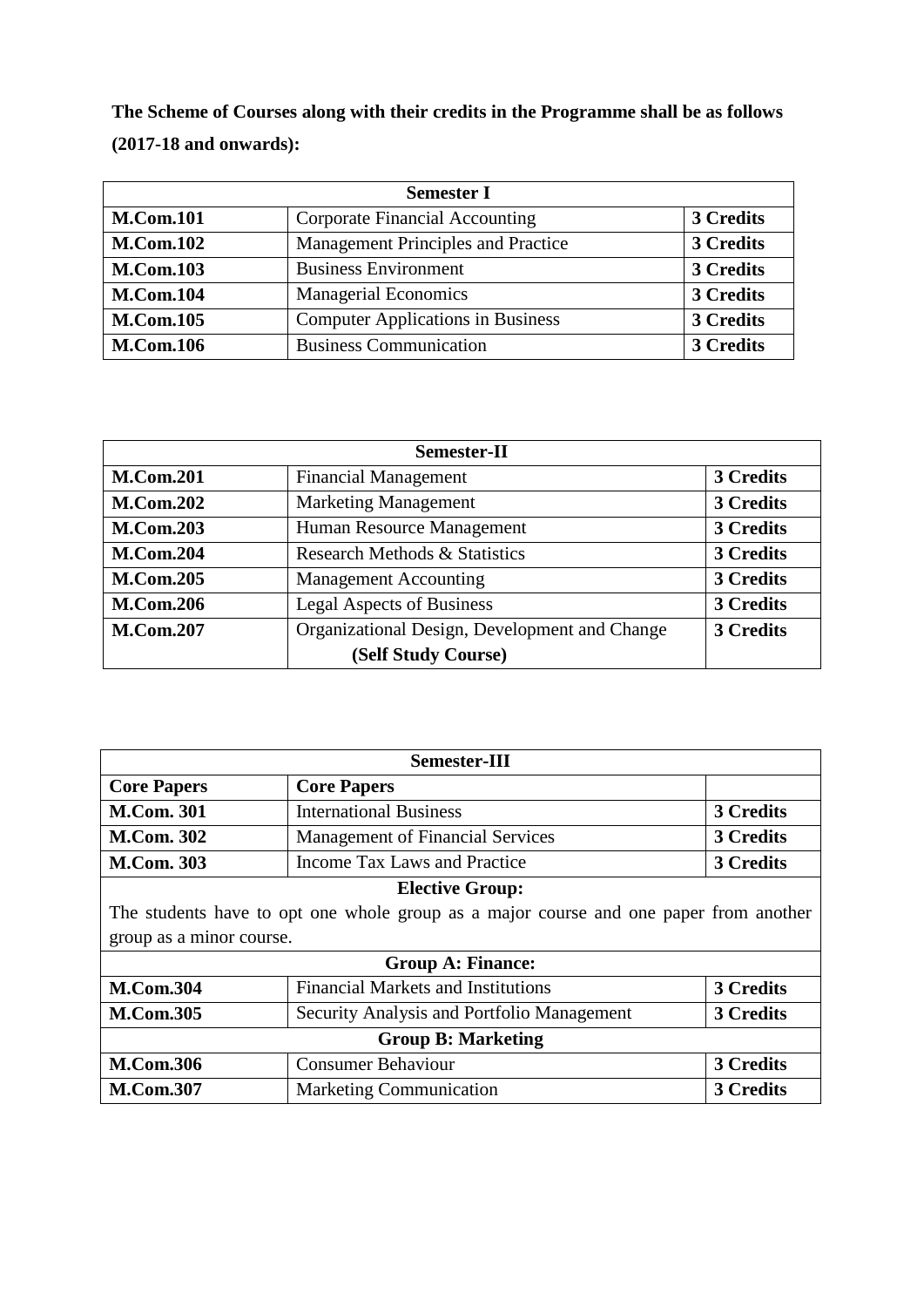**The Scheme of Courses along with their credits in the Programme shall be as follows (2017-18 and onwards):**

| Semester I | | |
|---|---|---|
| **M.Com.101** | Corporate Financial Accounting | **3 Credits** |
| **M.Com.102** | Management Principles and Practice | **3 Credits** |
| **M.Com.103** | Business Environment | **3 Credits** |
| **M.Com.104** | Managerial Economics | **3 Credits** |
| **M.Com.105** | Computer Applications in Business | **3 Credits** |
| **M.Com.106** | Business Communication | **3 Credits** |

| Semester-II | | |
|---|---|---|
| **M.Com.201** | Financial Management | **3 Credits** |
| **M.Com.202** | Marketing Management | **3 Credits** |
| **M.Com.203** | Human Resource Management | **3 Credits** |
| **M.Com.204** | Research Methods & Statistics | **3 Credits** |
| **M.Com.205** | Management Accounting | **3 Credits** |
| **M.Com.206** | Legal Aspects of Business | **3 Credits** |
| **M.Com.207** | Organizational Design, Development and Change **(Self Study Course)** | **3 Credits** |

| Semester-III | | |
|---|---|---|
| **Core Papers** | **Core Papers** | |
| **M.Com. 301** | International Business | **3 Credits** |
| **M.Com. 302** | Management of Financial Services | **3 Credits** |
| **M.Com. 303** | Income Tax Laws and Practice | **3 Credits** |
| **Elective Group:** The students have to opt one whole group as a major course and one paper from another group as a minor course. | | |
| **Group A: Finance:** | | |
| **M.Com.304** | Financial Markets and Institutions | **3 Credits** |
| **M.Com.305** | Security Analysis and Portfolio Management | **3 Credits** |
| **Group B: Marketing** | | |
| **M.Com.306** | Consumer Behaviour | **3 Credits** |
| **M.Com.307** | Marketing Communication | **3 Credits** |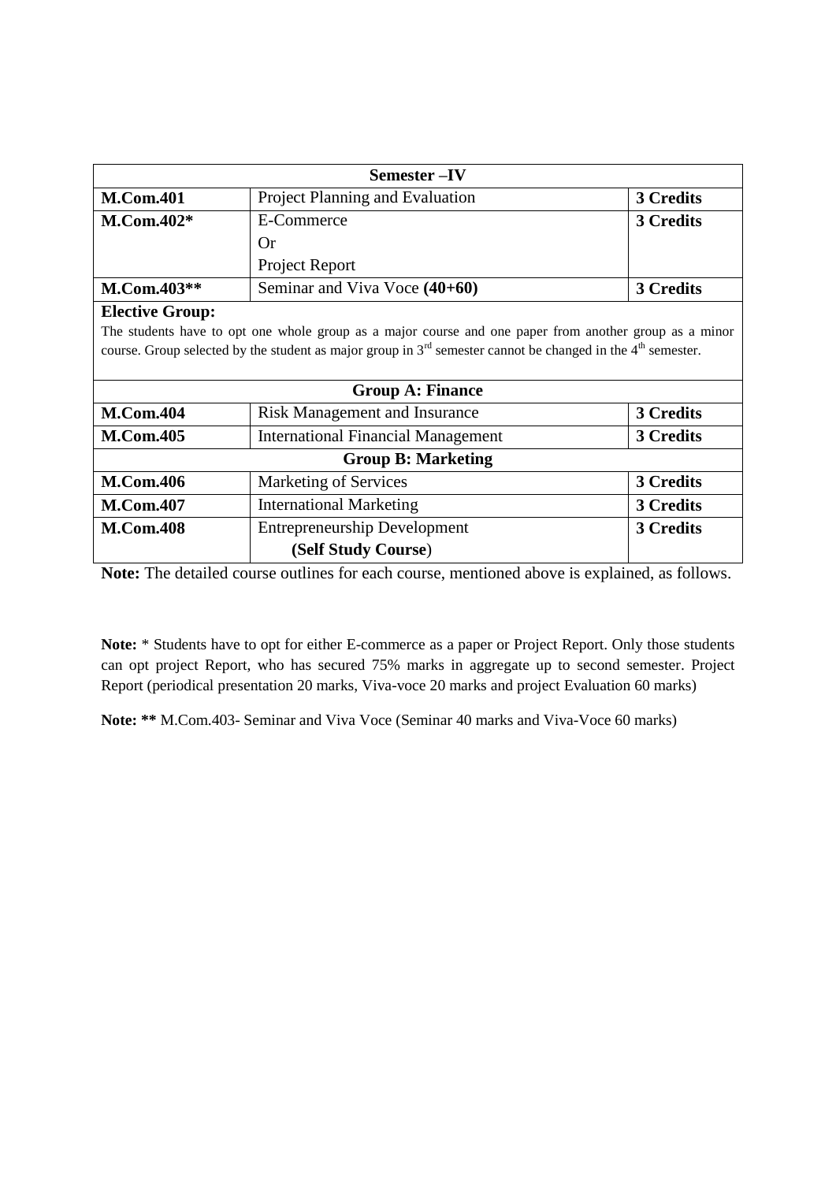| Semester –IV | | |
|---|---|---|
| **M.Com.401** | Project Planning and Evaluation | **3 Credits** |
| **M.Com.402*** | E-Commerce<br>Or<br>Project Report | **3 Credits** |
| **M.Com.403**** | Seminar and Viva Voce **(40+60)** | **3 Credits** |

**Elective Group:**

The students have to opt one whole group as a major course and one paper from another group as a minor course. Group selected by the student as major group in 3rd semester cannot be changed in the 4th semester.

| **Group A: Finance** | | |
|---|---|---|
| **M.Com.404** | Risk Management and Insurance | **3 Credits** |
| **M.Com.405** | International Financial Management | **3 Credits** |
| **Group B: Marketing** | | |
| **M.Com.406** | Marketing of Services | **3 Credits** |
| **M.Com.407** | International Marketing | **3 Credits** |
| **M.Com.408** | Entrepreneurship Development<br>**(Self Study Course)** | **3 Credits** |

**Note:** The detailed course outlines for each course, mentioned above is explained, as follows.

**Note:** * Students have to opt for either E-commerce as a paper or Project Report. Only those students can opt project Report, who has secured 75% marks in aggregate up to second semester. Project Report (periodical presentation 20 marks, Viva-voce 20 marks and project Evaluation 60 marks)

**Note:** ** M.Com.403- Seminar and Viva Voce (Seminar 40 marks and Viva-Voce 60 marks)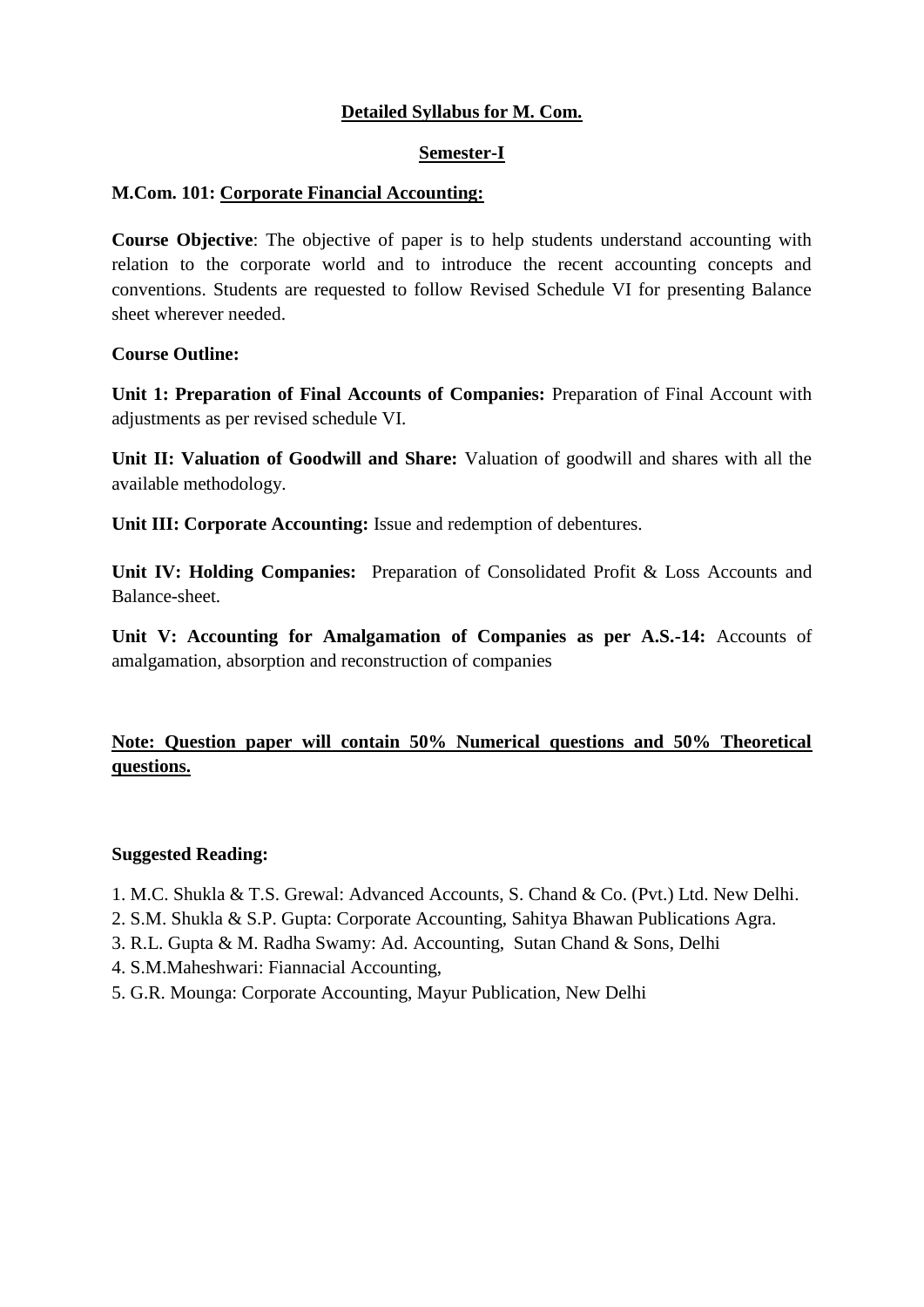## Detailed Syllabus for M. Com.

### Semester-I

**M.Com. 101: Corporate Financial Accounting:**

**Course Objective**: The objective of paper is to help students understand accounting with relation to the corporate world and to introduce the recent accounting concepts and conventions. Students are requested to follow Revised Schedule VI for presenting Balance sheet wherever needed.

**Course Outline:**

**Unit 1: Preparation of Final Accounts of Companies:** Preparation of Final Account with adjustments as per revised schedule VI.

**Unit II: Valuation of Goodwill and Share:** Valuation of goodwill and shares with all the available methodology.

**Unit III: Corporate Accounting:** Issue and redemption of debentures.

**Unit IV: Holding Companies:** Preparation of Consolidated Profit & Loss Accounts and Balance-sheet.

**Unit V: Accounting for Amalgamation of Companies as per A.S.-14:** Accounts of amalgamation, absorption and reconstruction of companies

**Note: Question paper will contain 50% Numerical questions and 50% Theoretical questions.**

**Suggested Reading:**

1. M.C. Shukla & T.S. Grewal: Advanced Accounts, S. Chand & Co. (Pvt.) Ltd. New Delhi.
2. S.M. Shukla & S.P. Gupta: Corporate Accounting, Sahitya Bhawan Publications Agra.
3. R.L. Gupta & M. Radha Swamy: Ad. Accounting, Sutan Chand & Sons, Delhi
4. S.M.Maheshwari: Fiannacial Accounting,
5. G.R. Mounga: Corporate Accounting, Mayur Publication, New Delhi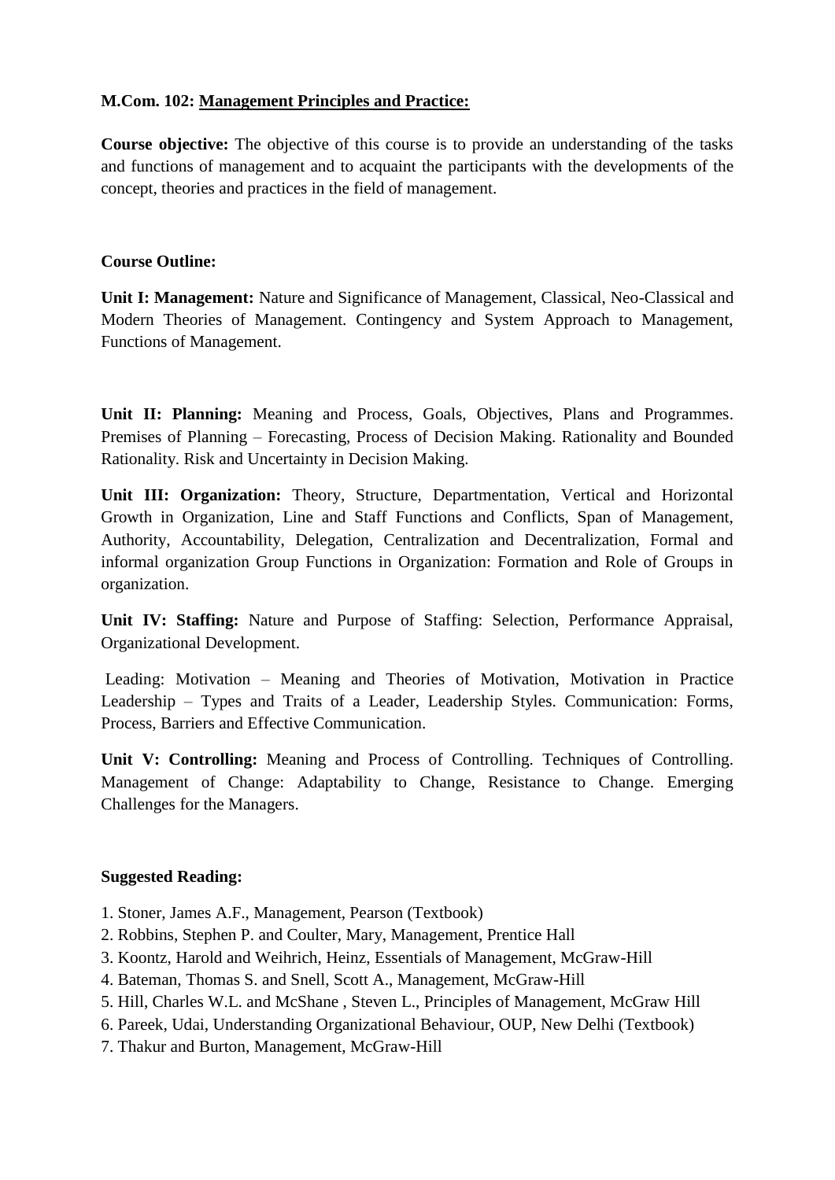**M.Com. 102: Management Principles and Practice:**

**Course objective:** The objective of this course is to provide an understanding of the tasks and functions of management and to acquaint the participants with the developments of the concept, theories and practices in the field of management.

**Course Outline:**

**Unit I: Management:** Nature and Significance of Management, Classical, Neo-Classical and Modern Theories of Management. Contingency and System Approach to Management, Functions of Management.

**Unit II: Planning:** Meaning and Process, Goals, Objectives, Plans and Programmes. Premises of Planning – Forecasting, Process of Decision Making. Rationality and Bounded Rationality. Risk and Uncertainty in Decision Making.

**Unit III: Organization:** Theory, Structure, Departmentation, Vertical and Horizontal Growth in Organization, Line and Staff Functions and Conflicts, Span of Management, Authority, Accountability, Delegation, Centralization and Decentralization, Formal and informal organization Group Functions in Organization: Formation and Role of Groups in organization.

**Unit IV: Staffing:** Nature and Purpose of Staffing: Selection, Performance Appraisal, Organizational Development.

Leading: Motivation – Meaning and Theories of Motivation, Motivation in Practice Leadership – Types and Traits of a Leader, Leadership Styles. Communication: Forms, Process, Barriers and Effective Communication.

**Unit V: Controlling:** Meaning and Process of Controlling. Techniques of Controlling. Management of Change: Adaptability to Change, Resistance to Change. Emerging Challenges for the Managers.

**Suggested Reading:**

1. Stoner, James A.F., Management, Pearson (Textbook)
2. Robbins, Stephen P. and Coulter, Mary, Management, Prentice Hall
3. Koontz, Harold and Weihrich, Heinz, Essentials of Management, McGraw-Hill
4. Bateman, Thomas S. and Snell, Scott A., Management, McGraw-Hill
5. Hill, Charles W.L. and McShane , Steven L., Principles of Management, McGraw Hill
6. Pareek, Udai, Understanding Organizational Behaviour, OUP, New Delhi (Textbook)
7. Thakur and Burton, Management, McGraw-Hill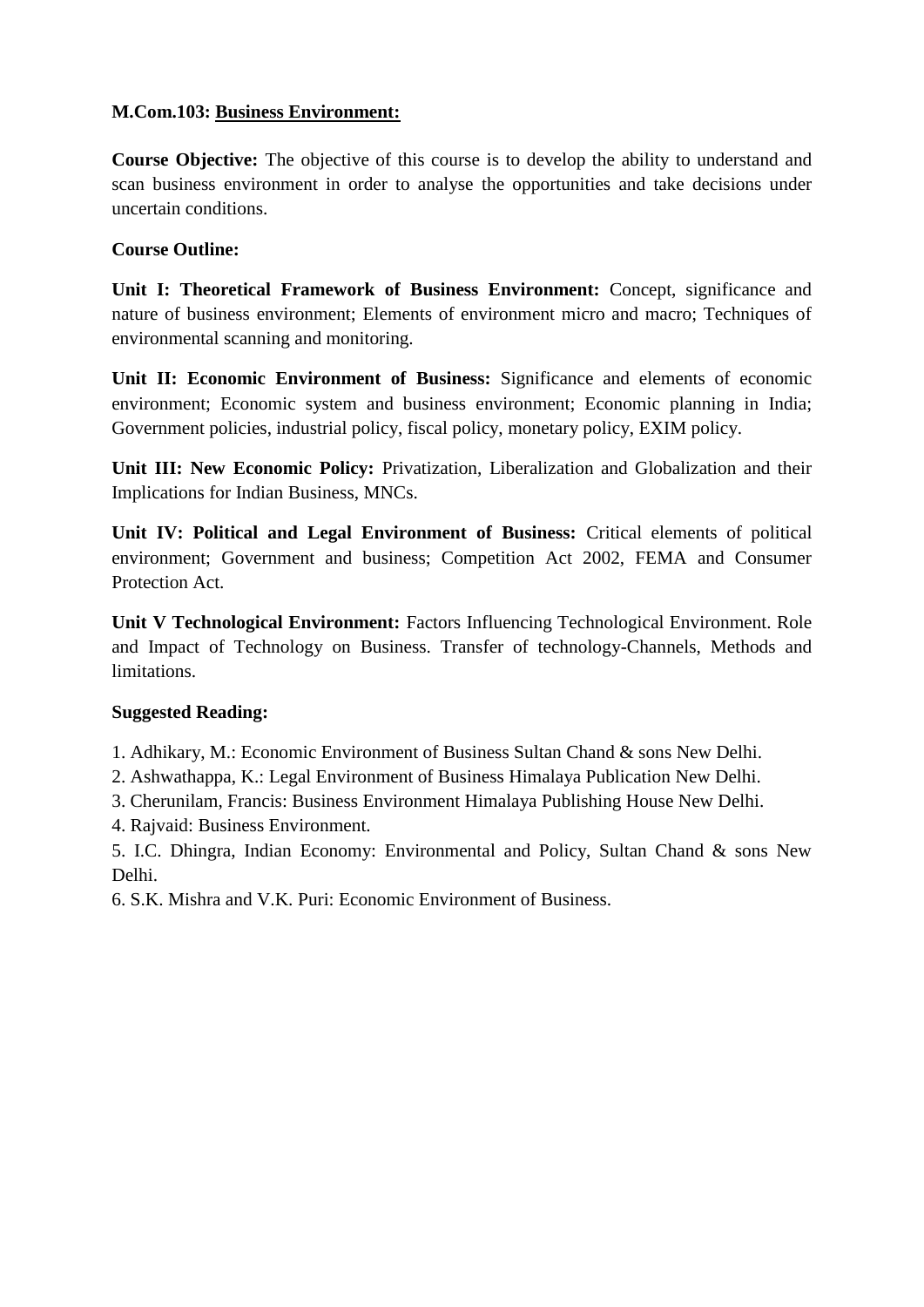**M.Com.103: Business Environment:**

**Course Objective:** The objective of this course is to develop the ability to understand and scan business environment in order to analyse the opportunities and take decisions under uncertain conditions.

**Course Outline:**

**Unit I: Theoretical Framework of Business Environment:** Concept, significance and nature of business environment; Elements of environment micro and macro; Techniques of environmental scanning and monitoring.

**Unit II: Economic Environment of Business:** Significance and elements of economic environment; Economic system and business environment; Economic planning in India; Government policies, industrial policy, fiscal policy, monetary policy, EXIM policy.

**Unit III: New Economic Policy:** Privatization, Liberalization and Globalization and their Implications for Indian Business, MNCs.

**Unit IV: Political and Legal Environment of Business:** Critical elements of political environment; Government and business; Competition Act 2002, FEMA and Consumer Protection Act.

**Unit V Technological Environment:** Factors Influencing Technological Environment. Role and Impact of Technology on Business. Transfer of technology-Channels, Methods and limitations.

**Suggested Reading:**

1. Adhikary, M.: Economic Environment of Business Sultan Chand & sons New Delhi.
2. Ashwathappa, K.: Legal Environment of Business Himalaya Publication New Delhi.
3. Cherunilam, Francis: Business Environment Himalaya Publishing House New Delhi.
4. Rajvaid: Business Environment.
5. I.C. Dhingra, Indian Economy: Environmental and Policy, Sultan Chand & sons New Delhi.
6. S.K. Mishra and V.K. Puri: Economic Environment of Business.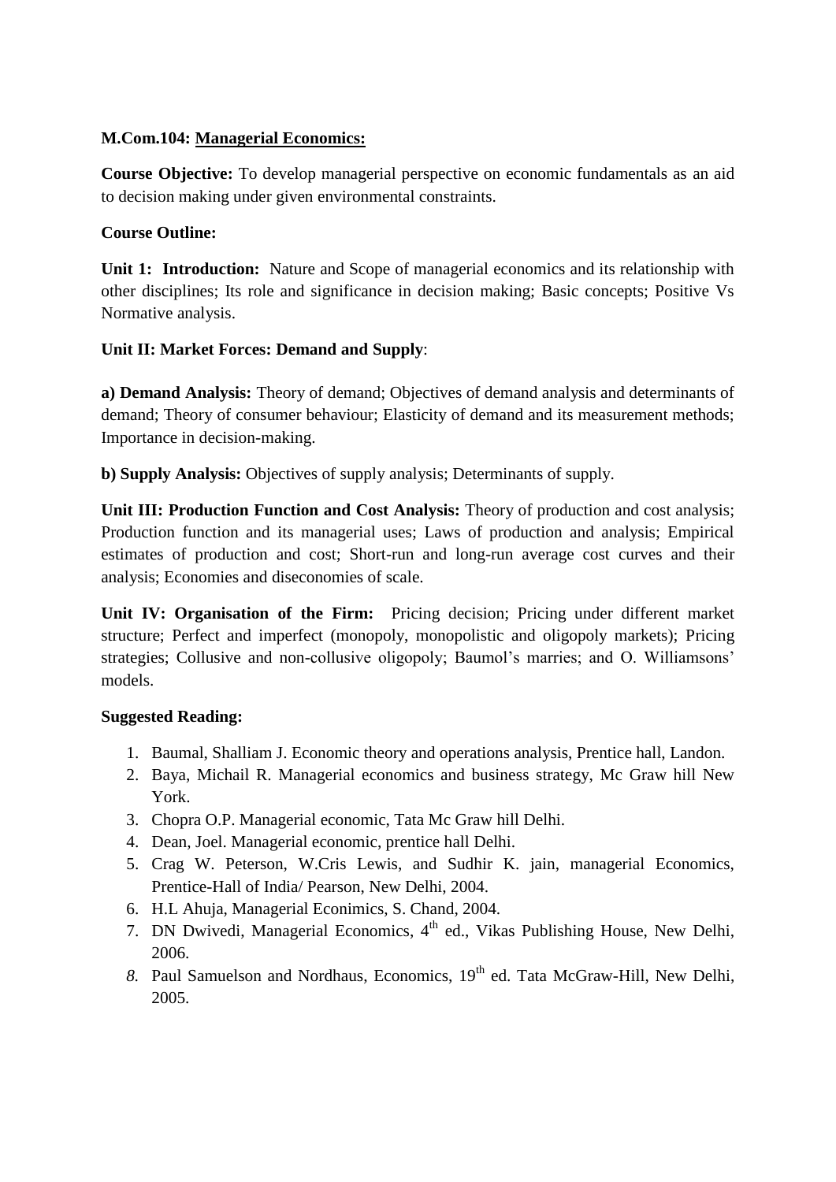**M.Com.104: <u>Managerial Economics:</u>**

**Course Objective:** To develop managerial perspective on economic fundamentals as an aid to decision making under given environmental constraints.

**Course Outline:**

**Unit 1: Introduction:** Nature and Scope of managerial economics and its relationship with other disciplines; Its role and significance in decision making; Basic concepts; Positive Vs Normative analysis.

**Unit II: Market Forces: Demand and Supply**:

**a) Demand Analysis:** Theory of demand; Objectives of demand analysis and determinants of demand; Theory of consumer behaviour; Elasticity of demand and its measurement methods; Importance in decision-making.

**b) Supply Analysis:** Objectives of supply analysis; Determinants of supply.

**Unit III: Production Function and Cost Analysis:** Theory of production and cost analysis; Production function and its managerial uses; Laws of production and analysis; Empirical estimates of production and cost; Short-run and long-run average cost curves and their analysis; Economies and diseconomies of scale.

**Unit IV: Organisation of the Firm:** Pricing decision; Pricing under different market structure; Perfect and imperfect (monopoly, monopolistic and oligopoly markets); Pricing strategies; Collusive and non-collusive oligopoly; Baumol's marries; and O. Williamsons' models.

**Suggested Reading:**

1. Baumal, Shalliam J. Economic theory and operations analysis, Prentice hall, Landon.
2. Baya, Michail R. Managerial economics and business strategy, Mc Graw hill New York.
3. Chopra O.P. Managerial economic, Tata Mc Graw hill Delhi.
4. Dean, Joel. Managerial economic, prentice hall Delhi.
5. Crag W. Peterson, W.Cris Lewis, and Sudhir K. jain, managerial Economics, Prentice-Hall of India/ Pearson, New Delhi, 2004.
6. H.L Ahuja, Managerial Econimics, S. Chand, 2004.
7. DN Dwivedi, Managerial Economics, 4th ed., Vikas Publishing House, New Delhi, 2006.
8. Paul Samuelson and Nordhaus, Economics, 19th ed. Tata McGraw-Hill, New Delhi, 2005.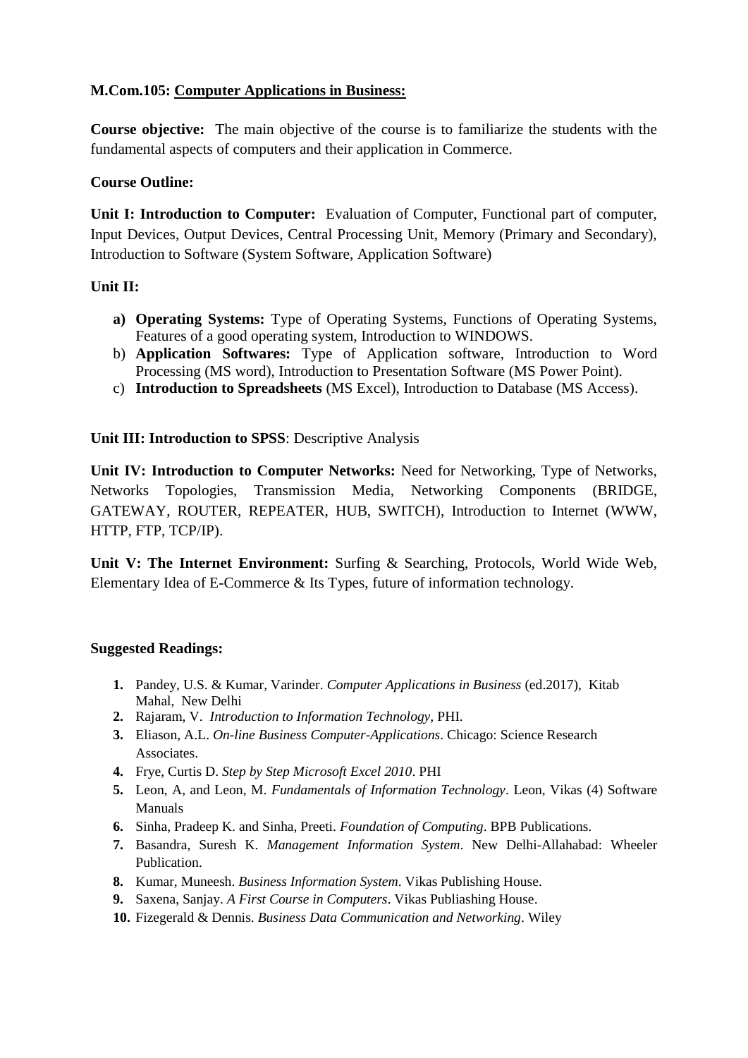**M.Com.105: <u>Computer Applications in Business:</u>**

**Course objective:** The main objective of the course is to familiarize the students with the fundamental aspects of computers and their application in Commerce.

**Course Outline:**

**Unit I: Introduction to Computer:** Evaluation of Computer, Functional part of computer, Input Devices, Output Devices, Central Processing Unit, Memory (Primary and Secondary), Introduction to Software (System Software, Application Software)

**Unit II:**

a) **Operating Systems:** Type of Operating Systems, Functions of Operating Systems, Features of a good operating system, Introduction to WINDOWS.
b) **Application Softwares:** Type of Application software, Introduction to Word Processing (MS word), Introduction to Presentation Software (MS Power Point).
c) **Introduction to Spreadsheets** (MS Excel), Introduction to Database (MS Access).

**Unit III: Introduction to SPSS**: Descriptive Analysis

**Unit IV: Introduction to Computer Networks:** Need for Networking, Type of Networks, Networks Topologies, Transmission Media, Networking Components (BRIDGE, GATEWAY, ROUTER, REPEATER, HUB, SWITCH), Introduction to Internet (WWW, HTTP, FTP, TCP/IP).

**Unit V: The Internet Environment:** Surfing & Searching, Protocols, World Wide Web, Elementary Idea of E-Commerce & Its Types, future of information technology.

**Suggested Readings:**

1. Pandey, U.S. & Kumar, Varinder. *Computer Applications in Business* (ed.2017), Kitab Mahal, New Delhi
2. Rajaram, V. *Introduction to Information Technology*, PHI.
3. Eliason, A.L. *On-line Business Computer-Applications*. Chicago: Science Research Associates.
4. Frye, Curtis D. *Step by Step Microsoft Excel 2010*. PHI
5. Leon, A, and Leon, M. *Fundamentals of Information Technology*. Leon, Vikas (4) Software Manuals
6. Sinha, Pradeep K. and Sinha, Preeti. *Foundation of Computing*. BPB Publications.
7. Basandra, Suresh K. *Management Information System*. New Delhi-Allahabad: Wheeler Publication.
8. Kumar, Muneesh. *Business Information System*. Vikas Publishing House.
9. Saxena, Sanjay. *A First Course in Computers*. Vikas Publiashing House.
10. Fizegerald & Dennis. *Business Data Communication and Networking*. Wiley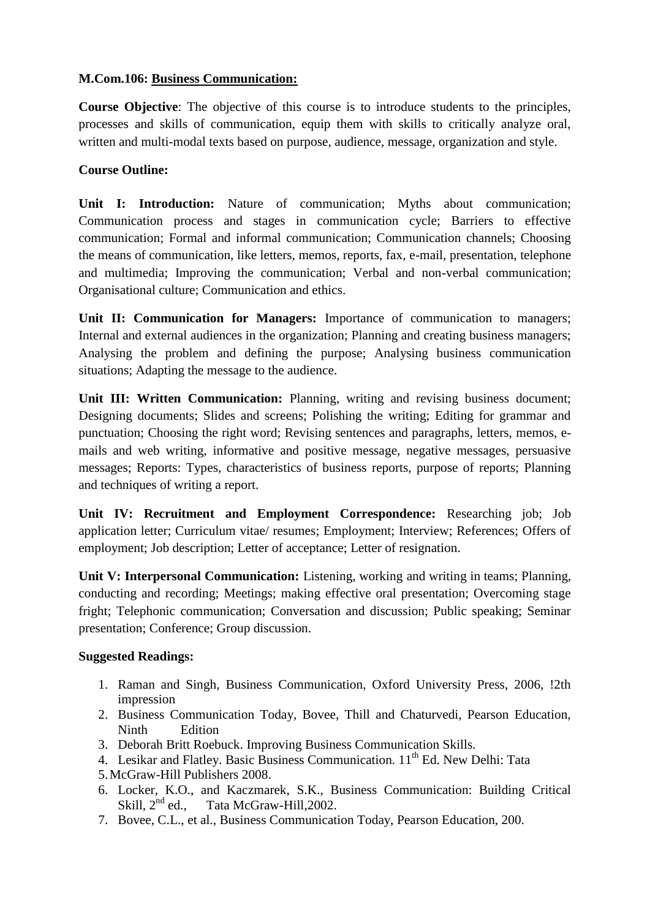**M.Com.106: <u>Business Communication:</u>**

**Course Objective**: The objective of this course is to introduce students to the principles, processes and skills of communication, equip them with skills to critically analyze oral, written and multi-modal texts based on purpose, audience, message, organization and style.

**Course Outline:**

**Unit I: Introduction:** Nature of communication; Myths about communication; Communication process and stages in communication cycle; Barriers to effective communication; Formal and informal communication; Communication channels; Choosing the means of communication, like letters, memos, reports, fax, e-mail, presentation, telephone and multimedia; Improving the communication; Verbal and non-verbal communication; Organisational culture; Communication and ethics.

**Unit II: Communication for Managers:** Importance of communication to managers; Internal and external audiences in the organization; Planning and creating business managers; Analysing the problem and defining the purpose; Analysing business communication situations; Adapting the message to the audience.

**Unit III: Written Communication:** Planning, writing and revising business document; Designing documents; Slides and screens; Polishing the writing; Editing for grammar and punctuation; Choosing the right word; Revising sentences and paragraphs, letters, memos, e-mails and web writing, informative and positive message, negative messages, persuasive messages; Reports: Types, characteristics of business reports, purpose of reports; Planning and techniques of writing a report.

**Unit IV: Recruitment and Employment Correspondence:** Researching job; Job application letter; Curriculum vitae/ resumes; Employment; Interview; References; Offers of employment; Job description; Letter of acceptance; Letter of resignation.

**Unit V: Interpersonal Communication:** Listening, working and writing in teams; Planning, conducting and recording; Meetings; making effective oral presentation; Overcoming stage fright; Telephonic communication; Conversation and discussion; Public speaking; Seminar presentation; Conference; Group discussion.

**Suggested Readings:**

1. Raman and Singh, Business Communication, Oxford University Press, 2006, !2th impression
2. Business Communication Today, Bovee, Thill and Chaturvedi, Pearson Education, Ninth Edition
3. Deborah Britt Roebuck. Improving Business Communication Skills.
4. Lesikar and Flatley. Basic Business Communication. 11th Ed. New Delhi: Tata
5. McGraw-Hill Publishers 2008.
6. Locker, K.O., and Kaczmarek, S.K., Business Communication: Building Critical Skill, 2nd ed., Tata McGraw-Hill,2002.
7. Bovee, C.L., et al., Business Communication Today, Pearson Education, 200.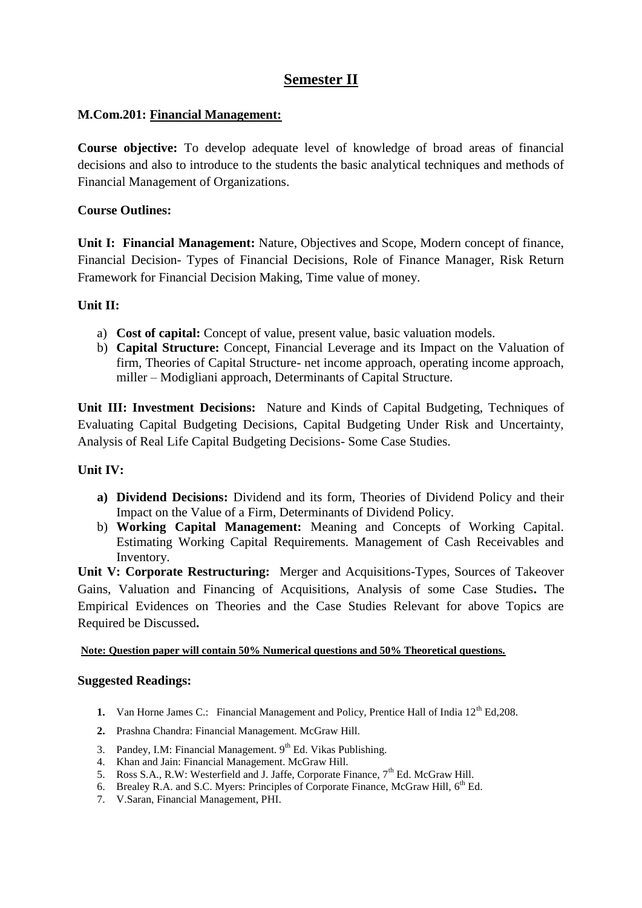# Semester II

## M.Com.201: Financial Management:

**Course objective:** To develop adequate level of knowledge of broad areas of financial decisions and also to introduce to the students the basic analytical techniques and methods of Financial Management of Organizations.

**Course Outlines:**

**Unit I: Financial Management:** Nature, Objectives and Scope, Modern concept of finance, Financial Decision- Types of Financial Decisions, Role of Finance Manager, Risk Return Framework for Financial Decision Making, Time value of money.

**Unit II:**

a) **Cost of capital:** Concept of value, present value, basic valuation models.
b) **Capital Structure:** Concept, Financial Leverage and its Impact on the Valuation of firm, Theories of Capital Structure- net income approach, operating income approach, miller – Modigliani approach, Determinants of Capital Structure.

**Unit III: Investment Decisions:** Nature and Kinds of Capital Budgeting, Techniques of Evaluating Capital Budgeting Decisions, Capital Budgeting Under Risk and Uncertainty, Analysis of Real Life Capital Budgeting Decisions- Some Case Studies.

**Unit IV:**

**a) Dividend Decisions:** Dividend and its form, Theories of Dividend Policy and their Impact on the Value of a Firm, Determinants of Dividend Policy.
b) **Working Capital Management:** Meaning and Concepts of Working Capital. Estimating Working Capital Requirements. Management of Cash Receivables and Inventory.

**Unit V: Corporate Restructuring:** Merger and Acquisitions-Types, Sources of Takeover Gains, Valuation and Financing of Acquisitions, Analysis of some Case Studies**.** The Empirical Evidences on Theories and the Case Studies Relevant for above Topics are Required be Discussed**.**

**Note: Question paper will contain 50% Numerical questions and 50% Theoretical questions.**

**Suggested Readings:**

1. Van Horne James C.: Financial Management and Policy, Prentice Hall of India 12th Ed,208.
2. Prashna Chandra: Financial Management. McGraw Hill.
3. Pandey, I.M: Financial Management. 9th Ed. Vikas Publishing.
4. Khan and Jain: Financial Management. McGraw Hill.
5. Ross S.A., R.W: Westerfield and J. Jaffe, Corporate Finance, 7th Ed. McGraw Hill.
6. Brealey R.A. and S.C. Myers: Principles of Corporate Finance, McGraw Hill, 6th Ed.
7. V.Saran, Financial Management, PHI.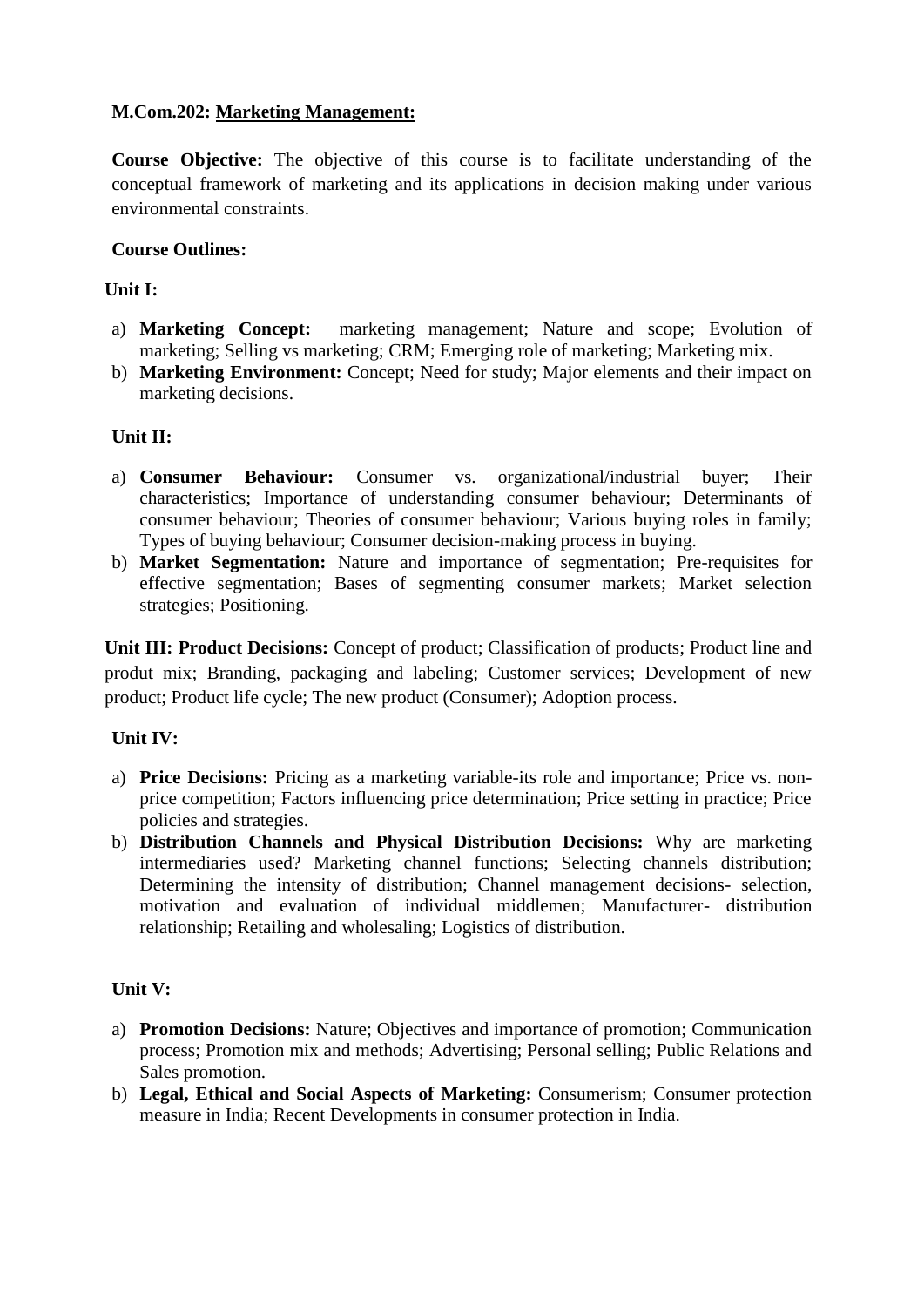**M.Com.202: Marketing Management:**

**Course Objective:** The objective of this course is to facilitate understanding of the conceptual framework of marketing and its applications in decision making under various environmental constraints.

**Course Outlines:**

**Unit I:**

a) **Marketing Concept:** marketing management; Nature and scope; Evolution of marketing; Selling vs marketing; CRM; Emerging role of marketing; Marketing mix.
b) **Marketing Environment:** Concept; Need for study; Major elements and their impact on marketing decisions.

**Unit II:**

a) **Consumer Behaviour:** Consumer vs. organizational/industrial buyer; Their characteristics; Importance of understanding consumer behaviour; Determinants of consumer behaviour; Theories of consumer behaviour; Various buying roles in family; Types of buying behaviour; Consumer decision-making process in buying.
b) **Market Segmentation:** Nature and importance of segmentation; Pre-requisites for effective segmentation; Bases of segmenting consumer markets; Market selection strategies; Positioning.

**Unit III: Product Decisions:** Concept of product; Classification of products; Product line and produt mix; Branding, packaging and labeling; Customer services; Development of new product; Product life cycle; The new product (Consumer); Adoption process.

**Unit IV:**

a) **Price Decisions:** Pricing as a marketing variable-its role and importance; Price vs. non-price competition; Factors influencing price determination; Price setting in practice; Price policies and strategies.
b) **Distribution Channels and Physical Distribution Decisions:** Why are marketing intermediaries used? Marketing channel functions; Selecting channels distribution; Determining the intensity of distribution; Channel management decisions- selection, motivation and evaluation of individual middlemen; Manufacturer- distribution relationship; Retailing and wholesaling; Logistics of distribution.

**Unit V:**

a) **Promotion Decisions:** Nature; Objectives and importance of promotion; Communication process; Promotion mix and methods; Advertising; Personal selling; Public Relations and Sales promotion.
b) **Legal, Ethical and Social Aspects of Marketing:** Consumerism; Consumer protection measure in India; Recent Developments in consumer protection in India.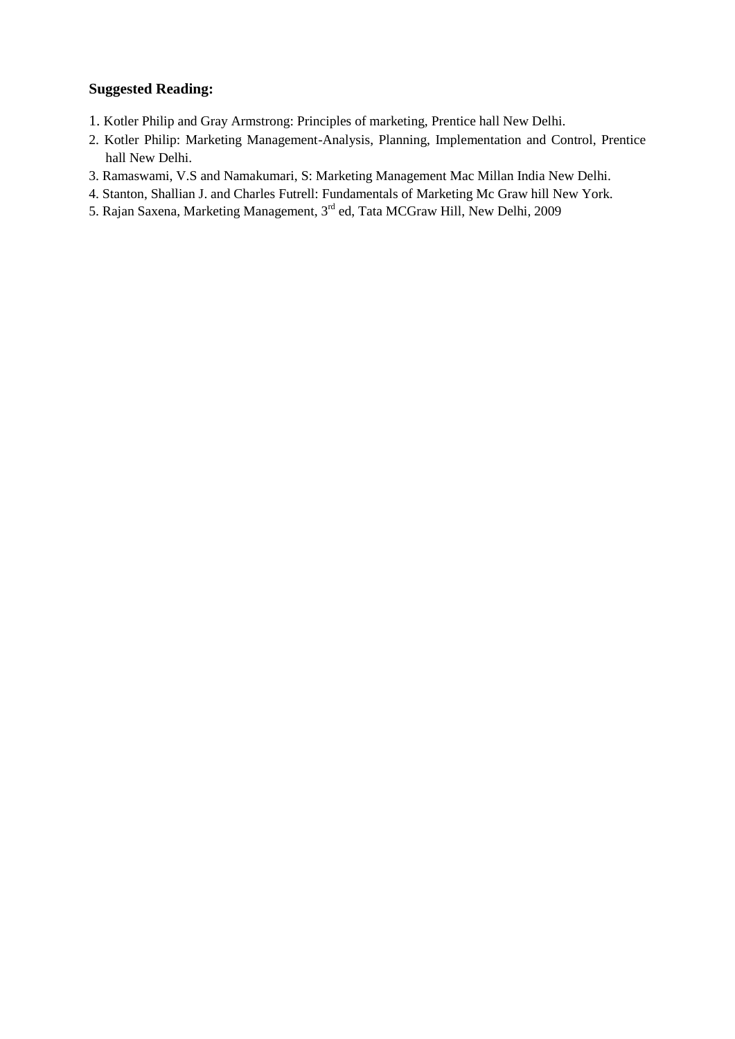**Suggested Reading:**

1. Kotler Philip and Gray Armstrong: Principles of marketing, Prentice hall New Delhi.
2. Kotler Philip: Marketing Management-Analysis, Planning, Implementation and Control, Prentice hall New Delhi.
3. Ramaswami, V.S and Namakumari, S: Marketing Management Mac Millan India New Delhi.
4. Stanton, Shallian J. and Charles Futrell: Fundamentals of Marketing Mc Graw hill New York.
5. Rajan Saxena, Marketing Management, 3rd ed, Tata MCGraw Hill, New Delhi, 2009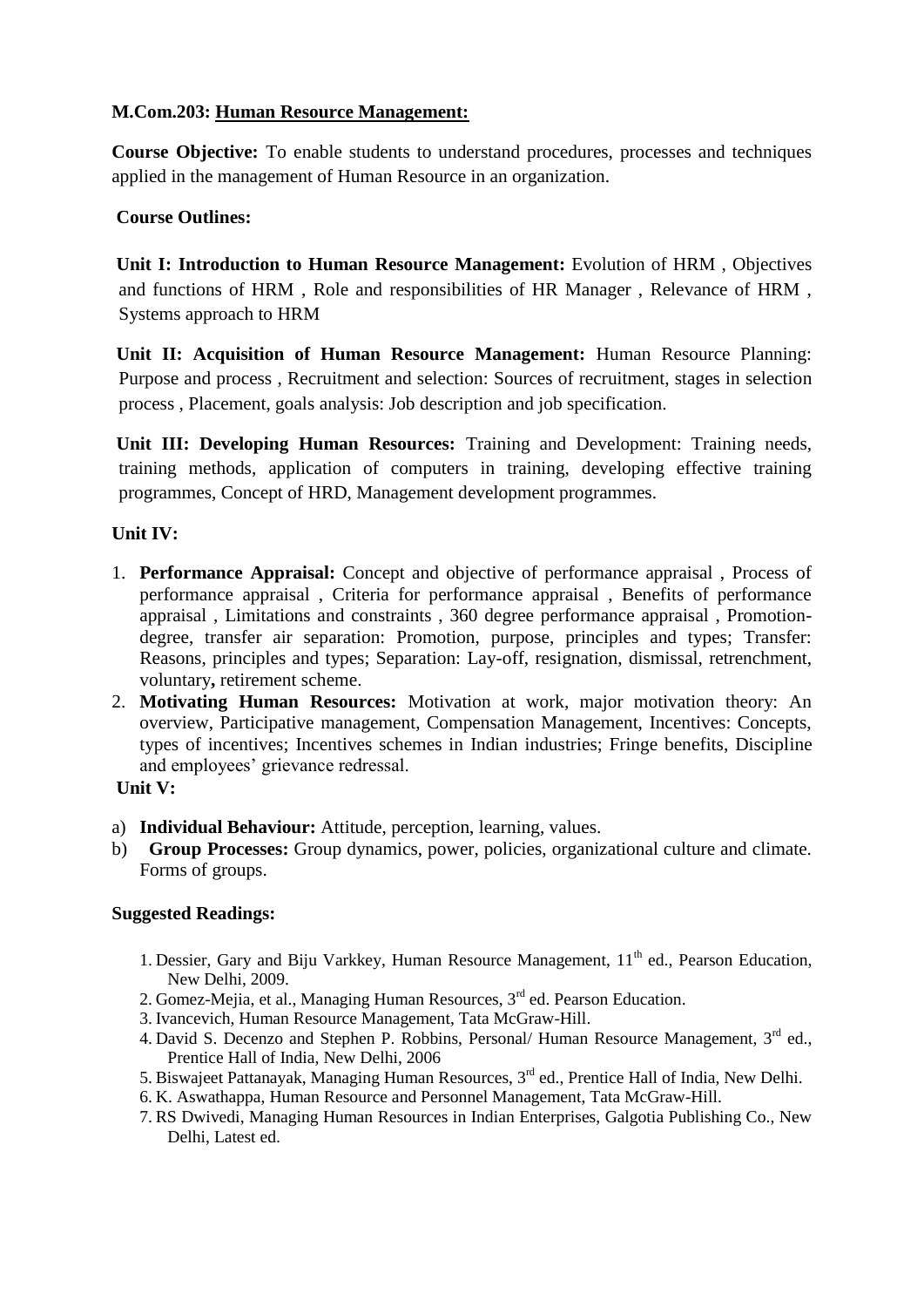**M.Com.203: Human Resource Management:**

**Course Objective:** To enable students to understand procedures, processes and techniques applied in the management of Human Resource in an organization.

**Course Outlines:**

**Unit I: Introduction to Human Resource Management:** Evolution of HRM , Objectives and functions of HRM , Role and responsibilities of HR Manager , Relevance of HRM , Systems approach to HRM

**Unit II: Acquisition of Human Resource Management:** Human Resource Planning: Purpose and process , Recruitment and selection: Sources of recruitment, stages in selection process , Placement, goals analysis: Job description and job specification.

**Unit III: Developing Human Resources:** Training and Development: Training needs, training methods, application of computers in training, developing effective training programmes, Concept of HRD, Management development programmes.

**Unit IV:**

1. **Performance Appraisal:** Concept and objective of performance appraisal , Process of performance appraisal , Criteria for performance appraisal , Benefits of performance appraisal , Limitations and constraints , 360 degree performance appraisal , Promotion-degree, transfer air separation: Promotion, purpose, principles and types; Transfer: Reasons, principles and types; Separation: Lay-off, resignation, dismissal, retrenchment, voluntary**,** retirement scheme.
2. **Motivating Human Resources:** Motivation at work, major motivation theory: An overview, Participative management, Compensation Management, Incentives: Concepts, types of incentives; Incentives schemes in Indian industries; Fringe benefits, Discipline and employees' grievance redressal.

**Unit V:**

a) **Individual Behaviour:** Attitude, perception, learning, values.

b) **Group Processes:** Group dynamics, power, policies, organizational culture and climate. Forms of groups.

**Suggested Readings:**

1. Dessier, Gary and Biju Varkkey, Human Resource Management, 11th ed., Pearson Education, New Delhi, 2009.
2. Gomez-Mejia, et al., Managing Human Resources, 3rd ed. Pearson Education.
3. Ivancevich, Human Resource Management, Tata McGraw-Hill.
4. David S. Decenzo and Stephen P. Robbins, Personal/ Human Resource Management, 3rd ed., Prentice Hall of India, New Delhi, 2006
5. Biswajeet Pattanayak, Managing Human Resources, 3rd ed., Prentice Hall of India, New Delhi.
6. K. Aswathappa, Human Resource and Personnel Management, Tata McGraw-Hill.
7. RS Dwivedi, Managing Human Resources in Indian Enterprises, Galgotia Publishing Co., New Delhi, Latest ed.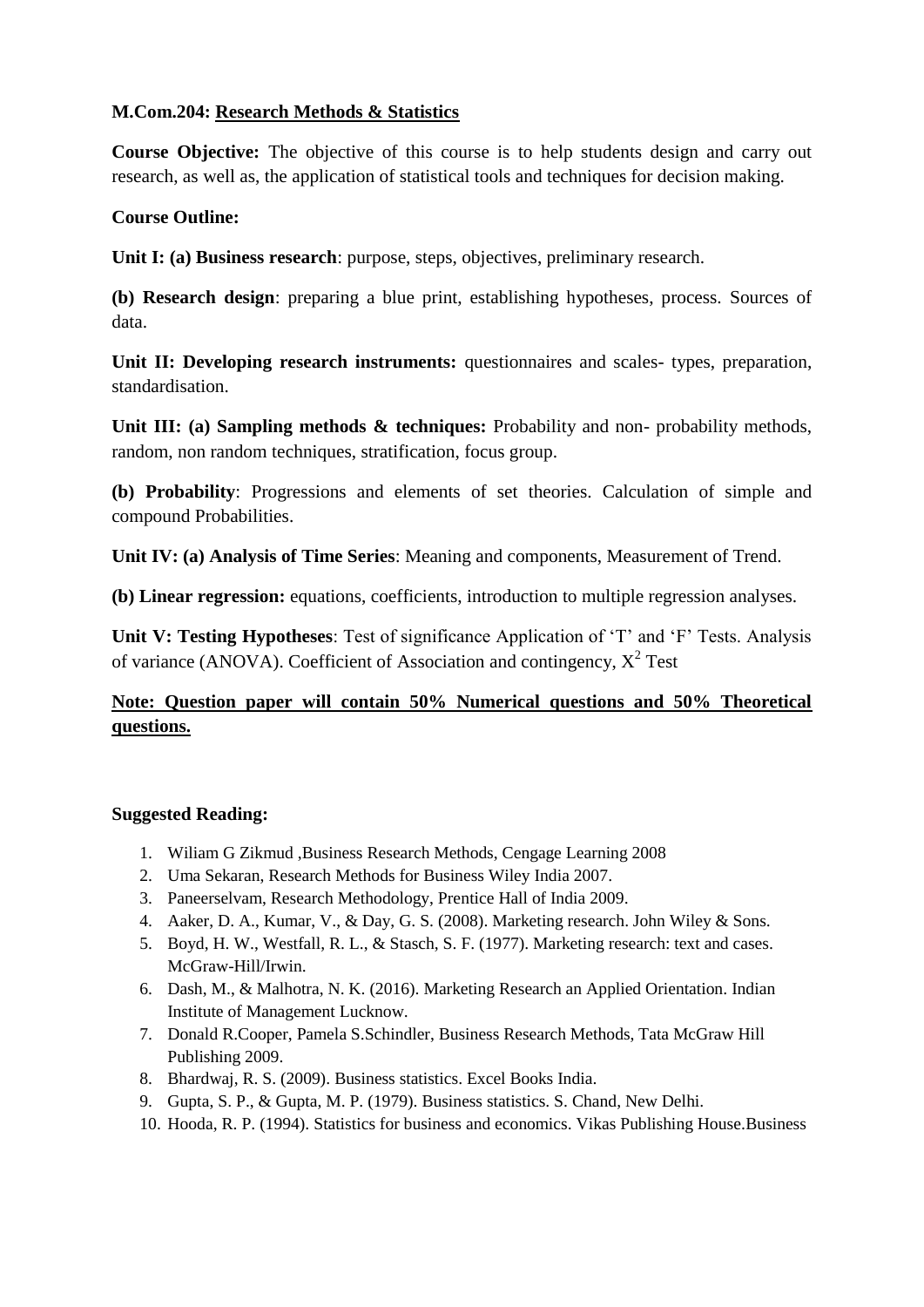**M.Com.204: <u>Research Methods & Statistics</u>**

**Course Objective:** The objective of this course is to help students design and carry out research, as well as, the application of statistical tools and techniques for decision making.

**Course Outline:**

**Unit I: (a) Business research**: purpose, steps, objectives, preliminary research.

**(b) Research design**: preparing a blue print, establishing hypotheses, process. Sources of data.

**Unit II: Developing research instruments:** questionnaires and scales- types, preparation, standardisation.

**Unit III: (a) Sampling methods & techniques:** Probability and non- probability methods, random, non random techniques, stratification, focus group.

**(b) Probability**: Progressions and elements of set theories. Calculation of simple and compound Probabilities.

**Unit IV: (a) Analysis of Time Series**: Meaning and components, Measurement of Trend.

**(b) Linear regression:** equations, coefficients, introduction to multiple regression analyses.

**Unit V: Testing Hypotheses**: Test of significance Application of 'T' and 'F' Tests. Analysis of variance (ANOVA). Coefficient of Association and contingency, $X^2$ Test

**<u>Note: Question paper will contain 50% Numerical questions and 50% Theoretical questions.</u>**

**Suggested Reading:**

1. Wiliam G Zikmud ,Business Research Methods, Cengage Learning 2008
2. Uma Sekaran, Research Methods for Business Wiley India 2007.
3. Paneerselvam, Research Methodology, Prentice Hall of India 2009.
4. Aaker, D. A., Kumar, V., & Day, G. S. (2008). Marketing research. John Wiley & Sons.
5. Boyd, H. W., Westfall, R. L., & Stasch, S. F. (1977). Marketing research: text and cases. McGraw-Hill/Irwin.
6. Dash, M., & Malhotra, N. K. (2016). Marketing Research an Applied Orientation. Indian Institute of Management Lucknow.
7. Donald R.Cooper, Pamela S.Schindler, Business Research Methods, Tata McGraw Hill Publishing 2009.
8. Bhardwaj, R. S. (2009). Business statistics. Excel Books India.
9. Gupta, S. P., & Gupta, M. P. (1979). Business statistics. S. Chand, New Delhi.
10. Hooda, R. P. (1994). Statistics for business and economics. Vikas Publishing House.Business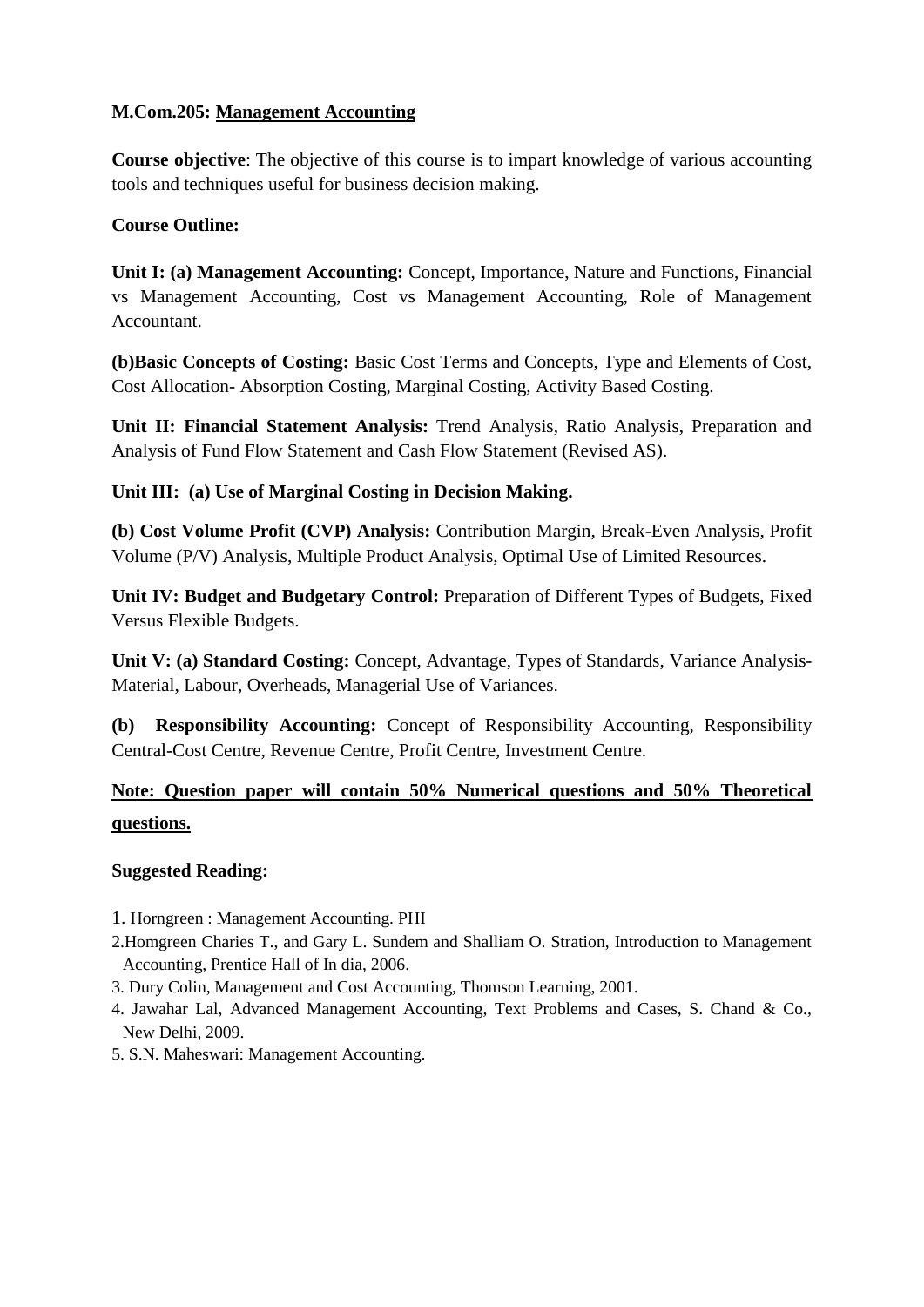**M.Com.205: <u>Management Accounting</u>**

**Course objective**: The objective of this course is to impart knowledge of various accounting tools and techniques useful for business decision making.

**Course Outline:**

**Unit I: (a) Management Accounting:** Concept, Importance, Nature and Functions, Financial vs Management Accounting, Cost vs Management Accounting, Role of Management Accountant.

**(b)Basic Concepts of Costing:** Basic Cost Terms and Concepts, Type and Elements of Cost, Cost Allocation- Absorption Costing, Marginal Costing, Activity Based Costing.

**Unit II: Financial Statement Analysis:** Trend Analysis, Ratio Analysis, Preparation and Analysis of Fund Flow Statement and Cash Flow Statement (Revised AS).

**Unit III: (a) Use of Marginal Costing in Decision Making.**

**(b) Cost Volume Profit (CVP) Analysis:** Contribution Margin, Break-Even Analysis, Profit Volume (P/V) Analysis, Multiple Product Analysis, Optimal Use of Limited Resources.

**Unit IV: Budget and Budgetary Control:** Preparation of Different Types of Budgets, Fixed Versus Flexible Budgets.

**Unit V: (a) Standard Costing:** Concept, Advantage, Types of Standards, Variance Analysis-Material, Labour, Overheads, Managerial Use of Variances.

**(b) Responsibility Accounting:** Concept of Responsibility Accounting, Responsibility Central-Cost Centre, Revenue Centre, Profit Centre, Investment Centre.

**<u>Note: Question paper will contain 50% Numerical questions and 50% Theoretical questions.</u>**

**Suggested Reading:**

1. Horngreen : Management Accounting. PHI
2. Homgreen Charies T., and Gary L. Sundem and Shalliam O. Stration, Introduction to Management Accounting, Prentice Hall of In dia, 2006.
3. Dury Colin, Management and Cost Accounting, Thomson Learning, 2001.
4. Jawahar Lal, Advanced Management Accounting, Text Problems and Cases, S. Chand & Co., New Delhi, 2009.
5. S.N. Maheswari: Management Accounting.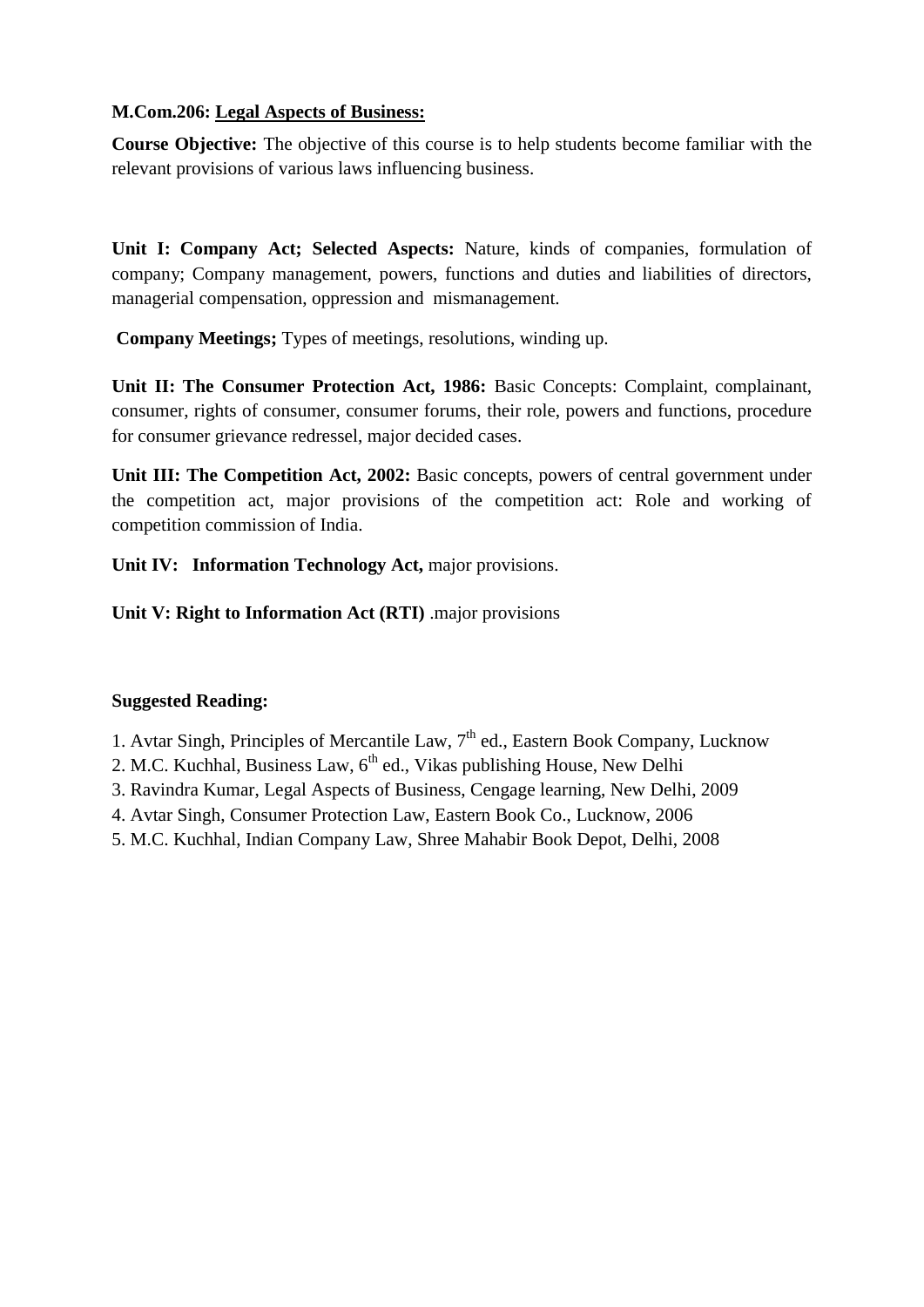**M.Com.206: <u>Legal Aspects of Business:</u>**

**Course Objective:** The objective of this course is to help students become familiar with the relevant provisions of various laws influencing business.

**Unit I: Company Act; Selected Aspects:** Nature, kinds of companies, formulation of company; Company management, powers, functions and duties and liabilities of directors, managerial compensation, oppression and mismanagement.

**Company Meetings;** Types of meetings, resolutions, winding up.

**Unit II: The Consumer Protection Act, 1986:** Basic Concepts: Complaint, complainant, consumer, rights of consumer, consumer forums, their role, powers and functions, procedure for consumer grievance redressel, major decided cases.

**Unit III: The Competition Act, 2002:** Basic concepts, powers of central government under the competition act, major provisions of the competition act: Role and working of competition commission of India.

**Unit IV: Information Technology Act,** major provisions.

**Unit V: Right to Information Act (RTI)** .major provisions

**Suggested Reading:**

1. Avtar Singh, Principles of Mercantile Law, 7th ed., Eastern Book Company, Lucknow
2. M.C. Kuchhal, Business Law, 6th ed., Vikas publishing House, New Delhi
3. Ravindra Kumar, Legal Aspects of Business, Cengage learning, New Delhi, 2009
4. Avtar Singh, Consumer Protection Law, Eastern Book Co., Lucknow, 2006
5. M.C. Kuchhal, Indian Company Law, Shree Mahabir Book Depot, Delhi, 2008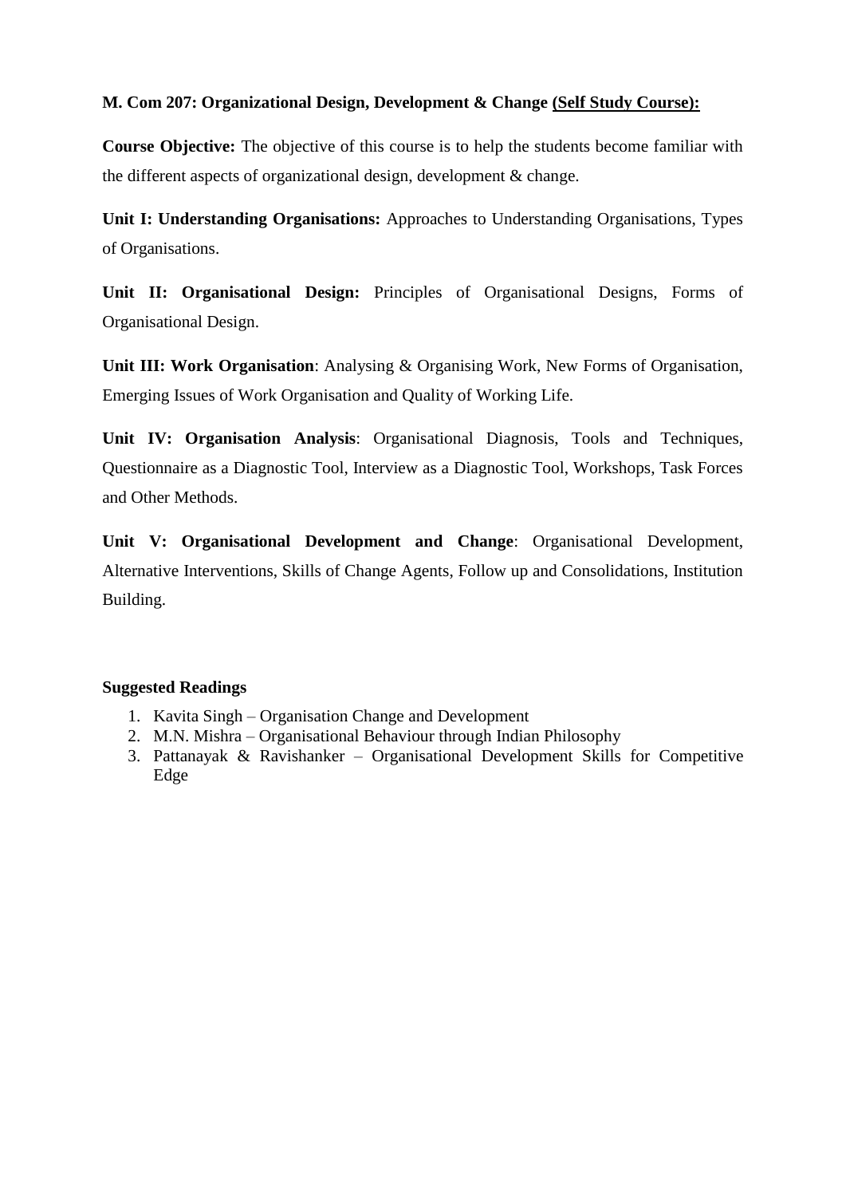**M. Com 207: Organizational Design, Development & Change (Self Study Course):**

**Course Objective:** The objective of this course is to help the students become familiar with the different aspects of organizational design, development & change.

**Unit I: Understanding Organisations:** Approaches to Understanding Organisations, Types of Organisations.

**Unit II: Organisational Design:** Principles of Organisational Designs, Forms of Organisational Design.

**Unit III: Work Organisation**: Analysing & Organising Work, New Forms of Organisation, Emerging Issues of Work Organisation and Quality of Working Life.

**Unit IV: Organisation Analysis**: Organisational Diagnosis, Tools and Techniques, Questionnaire as a Diagnostic Tool, Interview as a Diagnostic Tool, Workshops, Task Forces and Other Methods.

**Unit V: Organisational Development and Change**: Organisational Development, Alternative Interventions, Skills of Change Agents, Follow up and Consolidations, Institution Building.

**Suggested Readings**

1. Kavita Singh – Organisation Change and Development
2. M.N. Mishra – Organisational Behaviour through Indian Philosophy
3. Pattanayak & Ravishanker – Organisational Development Skills for Competitive Edge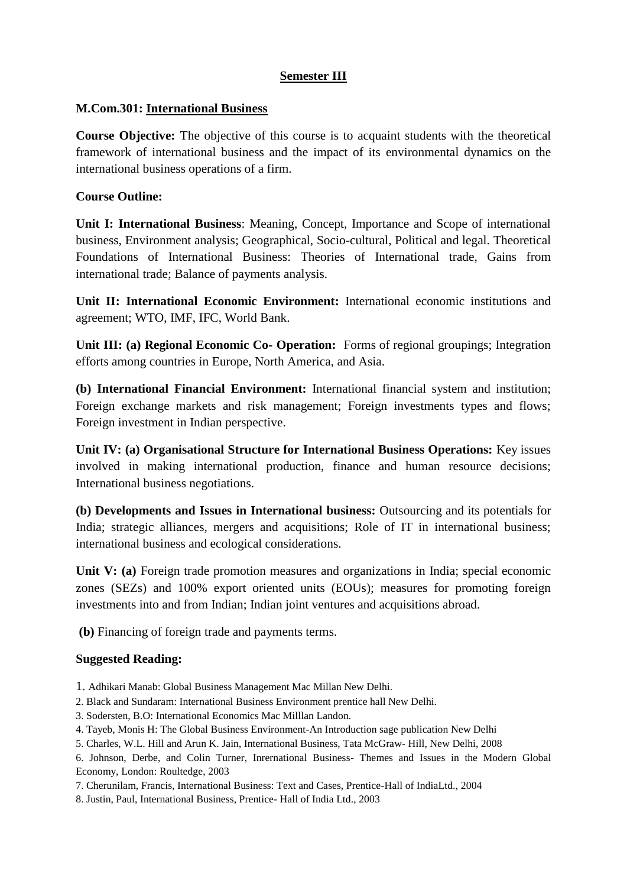## Semester III

**M.Com.301: International Business**

**Course Objective:** The objective of this course is to acquaint students with the theoretical framework of international business and the impact of its environmental dynamics on the international business operations of a firm.

**Course Outline:**

**Unit I: International Business**: Meaning, Concept, Importance and Scope of international business, Environment analysis; Geographical, Socio-cultural, Political and legal. Theoretical Foundations of International Business: Theories of International trade, Gains from international trade; Balance of payments analysis.

**Unit II: International Economic Environment:** International economic institutions and agreement; WTO, IMF, IFC, World Bank.

**Unit III: (a) Regional Economic Co- Operation:** Forms of regional groupings; Integration efforts among countries in Europe, North America, and Asia.

**(b) International Financial Environment:** International financial system and institution; Foreign exchange markets and risk management; Foreign investments types and flows; Foreign investment in Indian perspective.

**Unit IV: (a) Organisational Structure for International Business Operations:** Key issues involved in making international production, finance and human resource decisions; International business negotiations.

**(b) Developments and Issues in International business:** Outsourcing and its potentials for India; strategic alliances, mergers and acquisitions; Role of IT in international business; international business and ecological considerations.

**Unit V: (a)** Foreign trade promotion measures and organizations in India; special economic zones (SEZs) and 100% export oriented units (EOUs); measures for promoting foreign investments into and from Indian; Indian joint ventures and acquisitions abroad.

**(b)** Financing of foreign trade and payments terms.

**Suggested Reading:**

1. Adhikari Manab: Global Business Management Mac Millan New Delhi.
2. Black and Sundaram: International Business Environment prentice hall New Delhi.
3. Sodersten, B.O: International Economics Mac Milllan Landon.
4. Tayeb, Monis H: The Global Business Environment-An Introduction sage publication New Delhi
5. Charles, W.L. Hill and Arun K. Jain, International Business, Tata McGraw- Hill, New Delhi, 2008
6. Johnson, Derbe, and Colin Turner, Inrernational Business- Themes and Issues in the Modern Global Economy, London: Roultedge, 2003
7. Cherunilam, Francis, International Business: Text and Cases, Prentice-Hall of IndiaLtd., 2004
8. Justin, Paul, International Business, Prentice- Hall of India Ltd., 2003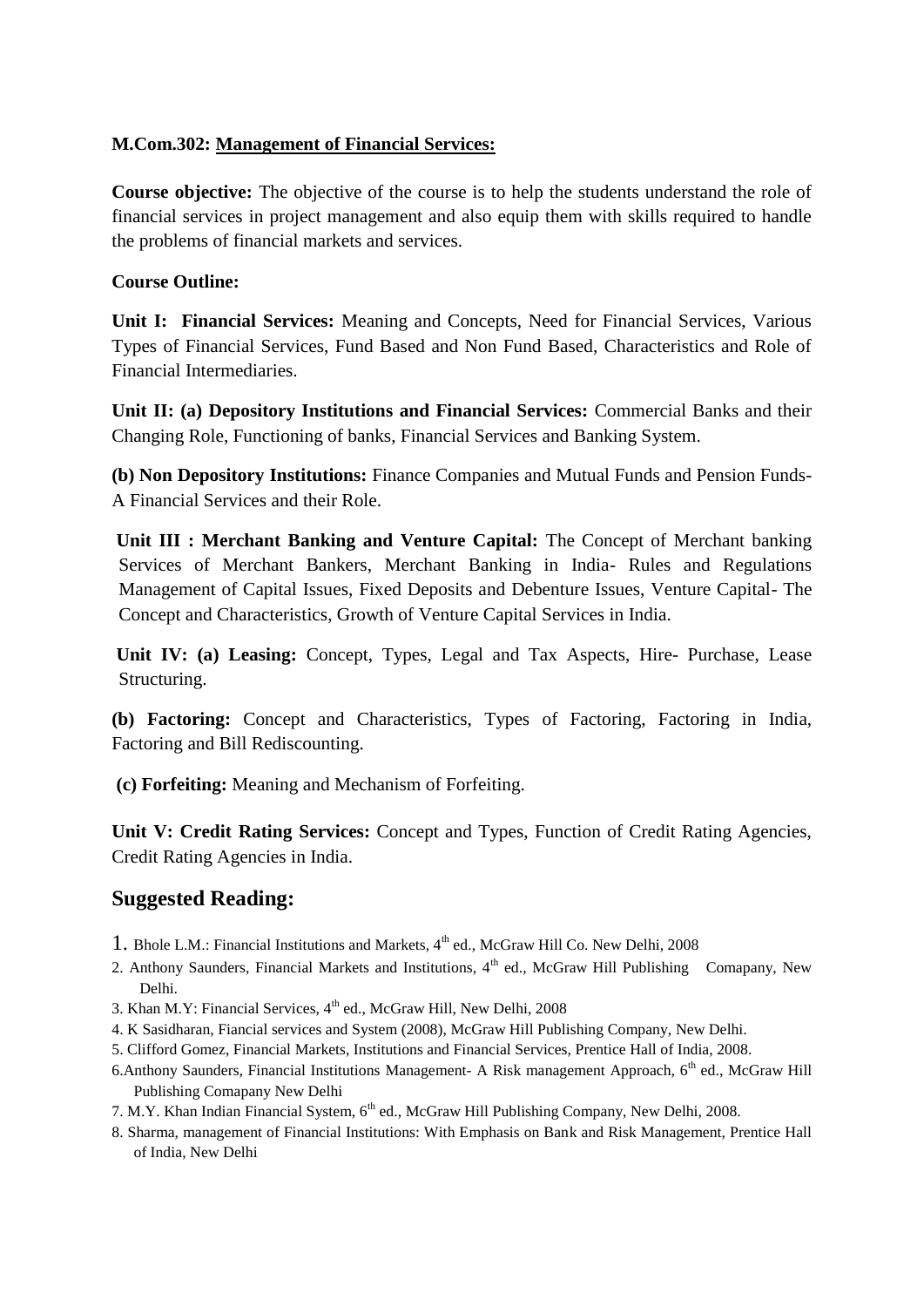**M.Com.302: Management of Financial Services:**

**Course objective:** The objective of the course is to help the students understand the role of financial services in project management and also equip them with skills required to handle the problems of financial markets and services.

**Course Outline:**

**Unit I: Financial Services:** Meaning and Concepts, Need for Financial Services, Various Types of Financial Services, Fund Based and Non Fund Based, Characteristics and Role of Financial Intermediaries.

**Unit II: (a) Depository Institutions and Financial Services:** Commercial Banks and their Changing Role, Functioning of banks, Financial Services and Banking System.

**(b) Non Depository Institutions:** Finance Companies and Mutual Funds and Pension Funds-A Financial Services and their Role.

**Unit III : Merchant Banking and Venture Capital:** The Concept of Merchant banking Services of Merchant Bankers, Merchant Banking in India- Rules and Regulations Management of Capital Issues, Fixed Deposits and Debenture Issues, Venture Capital- The Concept and Characteristics, Growth of Venture Capital Services in India.

**Unit IV: (a) Leasing:** Concept, Types, Legal and Tax Aspects, Hire- Purchase, Lease Structuring.

**(b) Factoring:** Concept and Characteristics, Types of Factoring, Factoring in India, Factoring and Bill Rediscounting.

**(c) Forfeiting:** Meaning and Mechanism of Forfeiting.

**Unit V: Credit Rating Services:** Concept and Types, Function of Credit Rating Agencies, Credit Rating Agencies in India.

## Suggested Reading:

1. Bhole L.M.: Financial Institutions and Markets, 4th ed., McGraw Hill Co. New Delhi, 2008
2. Anthony Saunders, Financial Markets and Institutions, 4th ed., McGraw Hill Publishing Comapany, New Delhi.
3. Khan M.Y: Financial Services, 4th ed., McGraw Hill, New Delhi, 2008
4. K Sasidharan, Fiancial services and System (2008), McGraw Hill Publishing Company, New Delhi.
5. Clifford Gomez, Financial Markets, Institutions and Financial Services, Prentice Hall of India, 2008.
6. Anthony Saunders, Financial Institutions Management- A Risk management Approach, 6th ed., McGraw Hill Publishing Comapany New Delhi
7. M.Y. Khan Indian Financial System, 6th ed., McGraw Hill Publishing Company, New Delhi, 2008.
8. Sharma, management of Financial Institutions: With Emphasis on Bank and Risk Management, Prentice Hall of India, New Delhi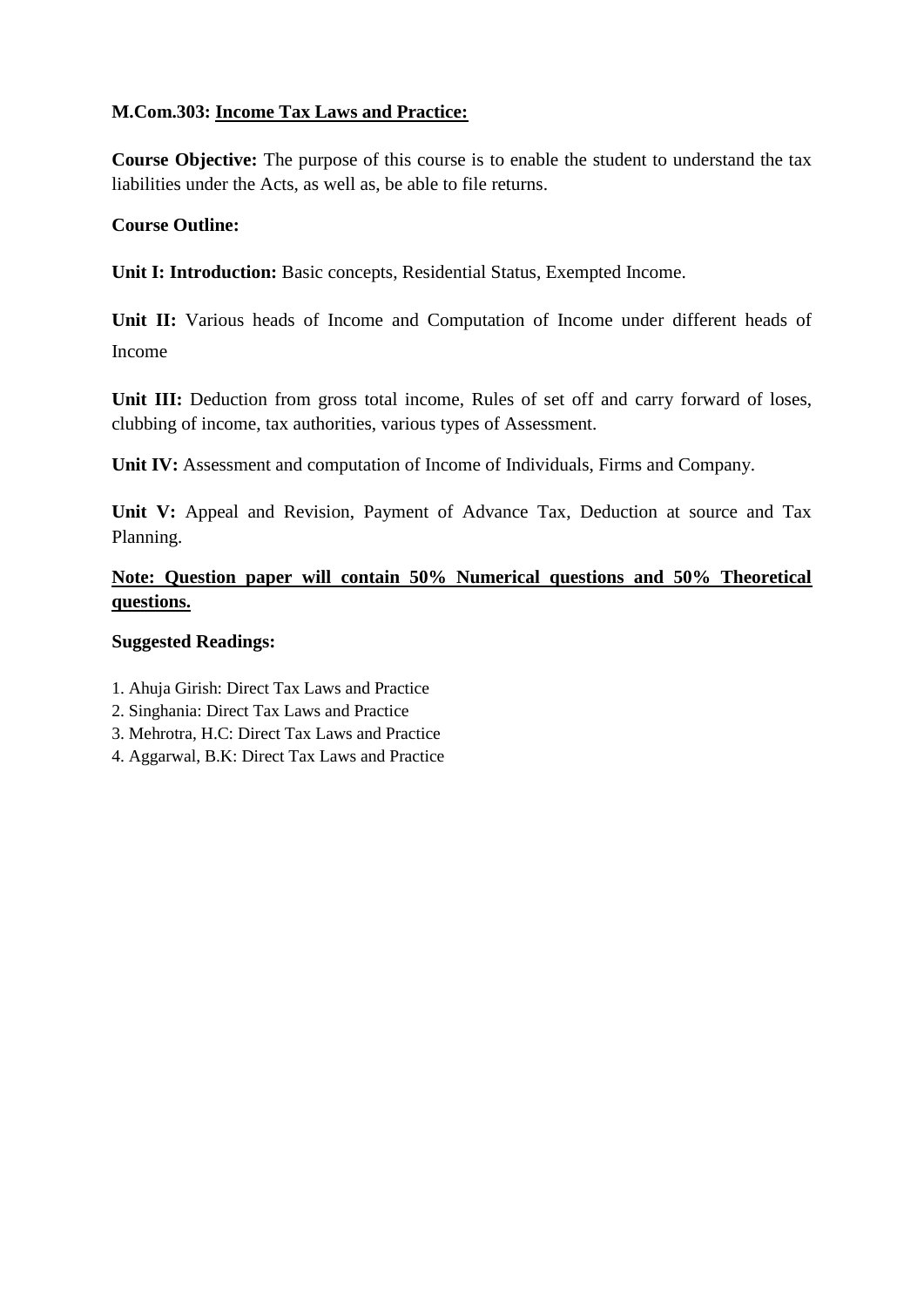**M.Com.303: <u>Income Tax Laws and Practice:</u>**

**Course Objective:** The purpose of this course is to enable the student to understand the tax liabilities under the Acts, as well as, be able to file returns.

**Course Outline:**

**Unit I: Introduction:** Basic concepts, Residential Status, Exempted Income.

**Unit II:** Various heads of Income and Computation of Income under different heads of Income

**Unit III:** Deduction from gross total income, Rules of set off and carry forward of loses, clubbing of income, tax authorities, various types of Assessment.

**Unit IV:** Assessment and computation of Income of Individuals, Firms and Company.

**Unit V:** Appeal and Revision, Payment of Advance Tax, Deduction at source and Tax Planning.

**<u>Note: Question paper will contain 50% Numerical questions and 50% Theoretical questions.</u>**

**Suggested Readings:**

1. Ahuja Girish: Direct Tax Laws and Practice
2. Singhania: Direct Tax Laws and Practice
3. Mehrotra, H.C: Direct Tax Laws and Practice
4. Aggarwal, B.K: Direct Tax Laws and Practice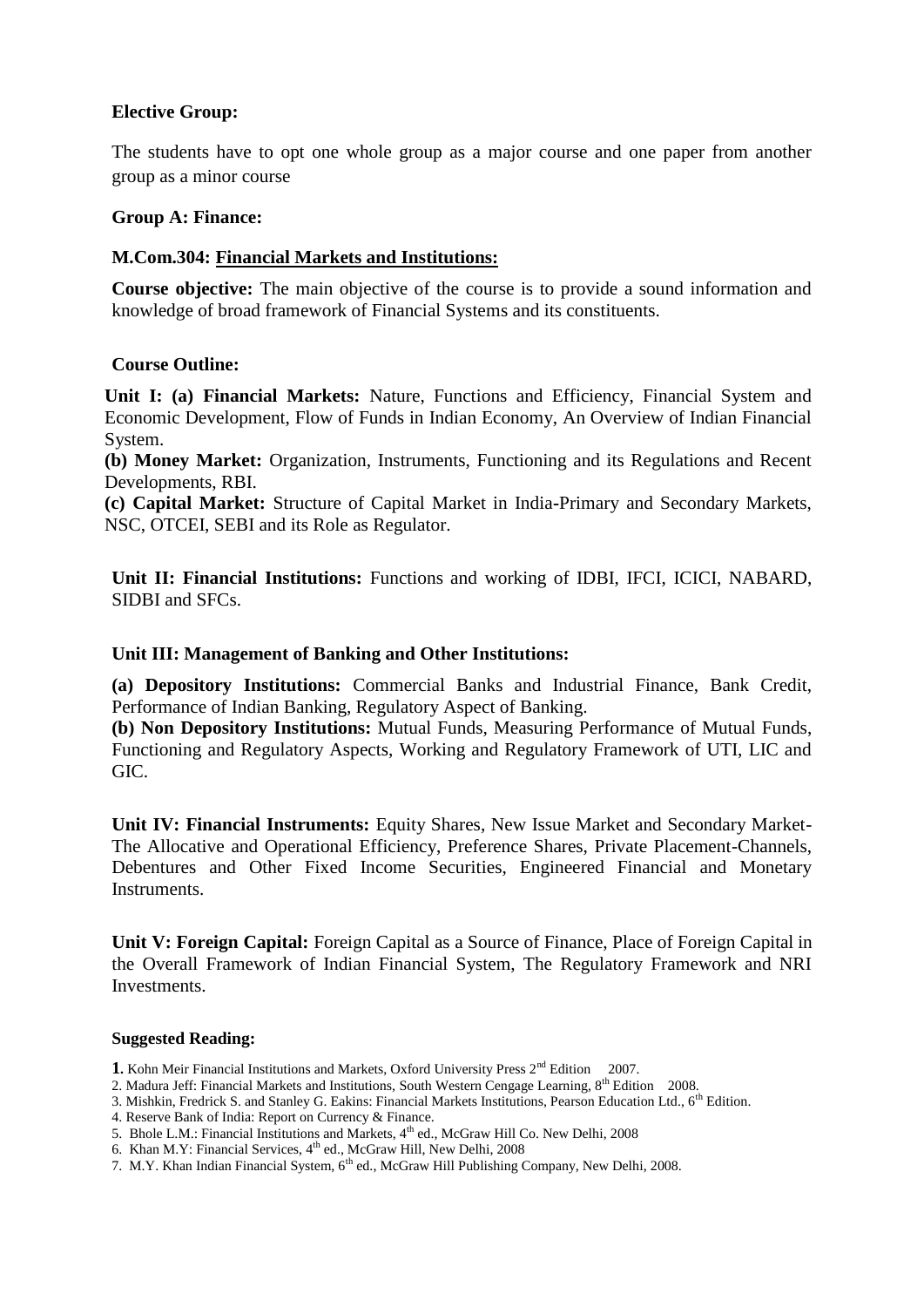**Elective Group:**

The students have to opt one whole group as a major course and one paper from another group as a minor course

**Group A: Finance:**

**M.Com.304: Financial Markets and Institutions:**

**Course objective:** The main objective of the course is to provide a sound information and knowledge of broad framework of Financial Systems and its constituents.

**Course Outline:**

**Unit I: (a) Financial Markets:** Nature, Functions and Efficiency, Financial System and Economic Development, Flow of Funds in Indian Economy, An Overview of Indian Financial System.

**(b) Money Market:** Organization, Instruments, Functioning and its Regulations and Recent Developments, RBI.

**(c) Capital Market:** Structure of Capital Market in India-Primary and Secondary Markets, NSC, OTCEI, SEBI and its Role as Regulator.

**Unit II: Financial Institutions:** Functions and working of IDBI, IFCI, ICICI, NABARD, SIDBI and SFCs.

**Unit III: Management of Banking and Other Institutions:**

**(a) Depository Institutions:** Commercial Banks and Industrial Finance, Bank Credit, Performance of Indian Banking, Regulatory Aspect of Banking.

**(b) Non Depository Institutions:** Mutual Funds, Measuring Performance of Mutual Funds, Functioning and Regulatory Aspects, Working and Regulatory Framework of UTI, LIC and GIC.

**Unit IV: Financial Instruments:** Equity Shares, New Issue Market and Secondary Market-The Allocative and Operational Efficiency, Preference Shares, Private Placement-Channels, Debentures and Other Fixed Income Securities, Engineered Financial and Monetary Instruments.

**Unit V: Foreign Capital:** Foreign Capital as a Source of Finance, Place of Foreign Capital in the Overall Framework of Indian Financial System, The Regulatory Framework and NRI Investments.

**Suggested Reading:**

1. Kohn Meir Financial Institutions and Markets, Oxford University Press 2nd Edition 2007.
2. Madura Jeff: Financial Markets and Institutions, South Western Cengage Learning, 8th Edition 2008.
3. Mishkin, Fredrick S. and Stanley G. Eakins: Financial Markets Institutions, Pearson Education Ltd., 6th Edition.
4. Reserve Bank of India: Report on Currency & Finance.
5. Bhole L.M.: Financial Institutions and Markets, 4th ed., McGraw Hill Co. New Delhi, 2008
6. Khan M.Y: Financial Services, 4th ed., McGraw Hill, New Delhi, 2008
7. M.Y. Khan Indian Financial System, 6th ed., McGraw Hill Publishing Company, New Delhi, 2008.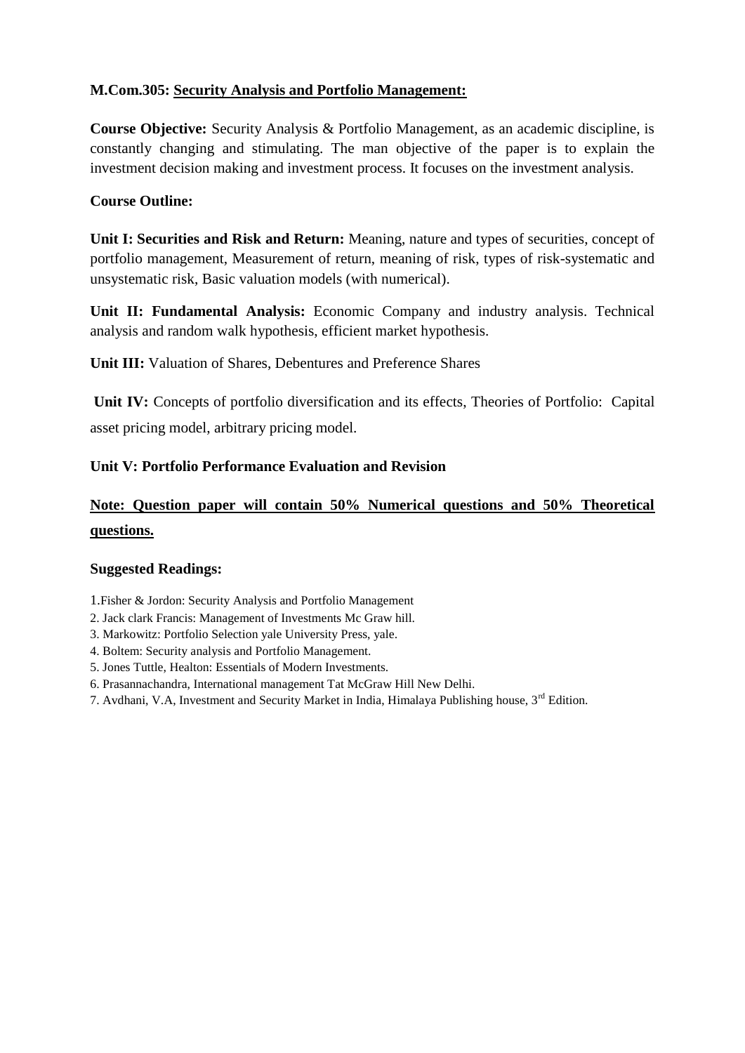**M.Com.305: Security Analysis and Portfolio Management:**

**Course Objective:** Security Analysis & Portfolio Management, as an academic discipline, is constantly changing and stimulating. The man objective of the paper is to explain the investment decision making and investment process. It focuses on the investment analysis.

**Course Outline:**

**Unit I: Securities and Risk and Return:** Meaning, nature and types of securities, concept of portfolio management, Measurement of return, meaning of risk, types of risk-systematic and unsystematic risk, Basic valuation models (with numerical).

**Unit II: Fundamental Analysis:** Economic Company and industry analysis. Technical analysis and random walk hypothesis, efficient market hypothesis.

**Unit III:** Valuation of Shares, Debentures and Preference Shares

**Unit IV:** Concepts of portfolio diversification and its effects, Theories of Portfolio: Capital asset pricing model, arbitrary pricing model.

**Unit V: Portfolio Performance Evaluation and Revision**

**Note: Question paper will contain 50% Numerical questions and 50% Theoretical questions.**

**Suggested Readings:**

1. Fisher & Jordon: Security Analysis and Portfolio Management
2. Jack clark Francis: Management of Investments Mc Graw hill.
3. Markowitz: Portfolio Selection yale University Press, yale.
4. Boltem: Security analysis and Portfolio Management.
5. Jones Tuttle, Healton: Essentials of Modern Investments.
6. Prasannachandra, International management Tat McGraw Hill New Delhi.
7. Avdhani, V.A, Investment and Security Market in India, Himalaya Publishing house, 3rd Edition.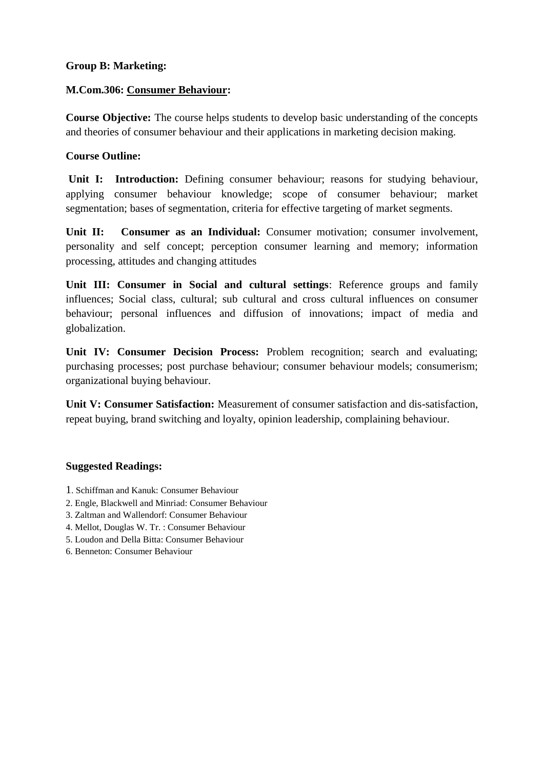**Group B: Marketing:**

**M.Com.306: Consumer Behaviour:**

**Course Objective:** The course helps students to develop basic understanding of the concepts and theories of consumer behaviour and their applications in marketing decision making.

**Course Outline:**

**Unit I: Introduction:** Defining consumer behaviour; reasons for studying behaviour, applying consumer behaviour knowledge; scope of consumer behaviour; market segmentation; bases of segmentation, criteria for effective targeting of market segments.

**Unit II: Consumer as an Individual:** Consumer motivation; consumer involvement, personality and self concept; perception consumer learning and memory; information processing, attitudes and changing attitudes

**Unit III: Consumer in Social and cultural settings**: Reference groups and family influences; Social class, cultural; sub cultural and cross cultural influences on consumer behaviour; personal influences and diffusion of innovations; impact of media and globalization.

**Unit IV: Consumer Decision Process:** Problem recognition; search and evaluating; purchasing processes; post purchase behaviour; consumer behaviour models; consumerism; organizational buying behaviour.

**Unit V: Consumer Satisfaction:** Measurement of consumer satisfaction and dis-satisfaction, repeat buying, brand switching and loyalty, opinion leadership, complaining behaviour.

**Suggested Readings:**

1. Schiffman and Kanuk: Consumer Behaviour
2. Engle, Blackwell and Minriad: Consumer Behaviour
3. Zaltman and Wallendorf: Consumer Behaviour
4. Mellot, Douglas W. Tr. : Consumer Behaviour
5. Loudon and Della Bitta: Consumer Behaviour
6. Benneton: Consumer Behaviour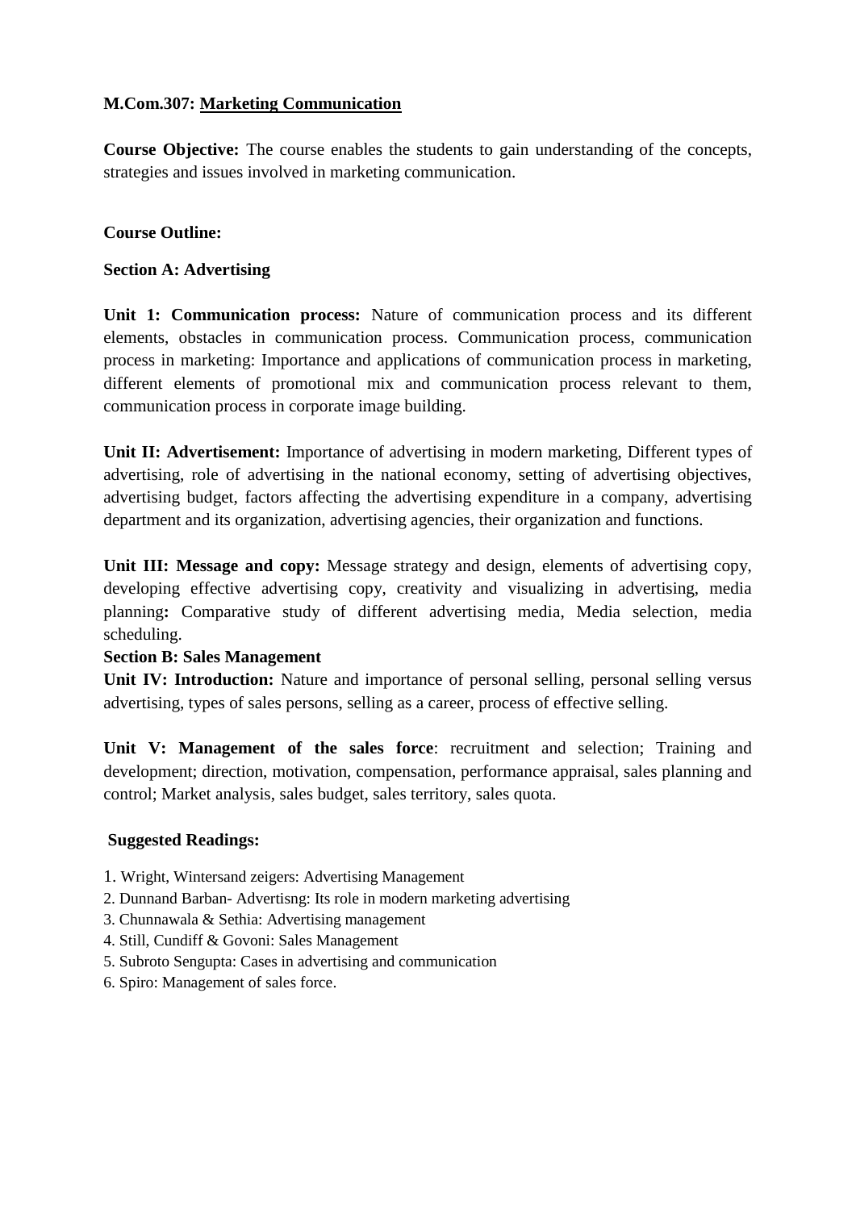**M.Com.307: <u>Marketing Communication</u>**

**Course Objective:** The course enables the students to gain understanding of the concepts, strategies and issues involved in marketing communication.

**Course Outline:**

**Section A: Advertising**

**Unit 1: Communication process:** Nature of communication process and its different elements, obstacles in communication process. Communication process, communication process in marketing: Importance and applications of communication process in marketing, different elements of promotional mix and communication process relevant to them, communication process in corporate image building.

**Unit II: Advertisement:** Importance of advertising in modern marketing, Different types of advertising, role of advertising in the national economy, setting of advertising objectives, advertising budget, factors affecting the advertising expenditure in a company, advertising department and its organization, advertising agencies, their organization and functions.

**Unit III: Message and copy:** Message strategy and design, elements of advertising copy, developing effective advertising copy, creativity and visualizing in advertising, media planning**:** Comparative study of different advertising media, Media selection, media scheduling.

**Section B: Sales Management**

**Unit IV: Introduction:** Nature and importance of personal selling, personal selling versus advertising, types of sales persons, selling as a career, process of effective selling.

**Unit V: Management of the sales force**: recruitment and selection; Training and development; direction, motivation, compensation, performance appraisal, sales planning and control; Market analysis, sales budget, sales territory, sales quota.

**Suggested Readings:**

1. Wright, Wintersand zeigers: Advertising Management
2. Dunnand Barban- Advertisng: Its role in modern marketing advertising
3. Chunnawala & Sethia: Advertising management
4. Still, Cundiff & Govoni: Sales Management
5. Subroto Sengupta: Cases in advertising and communication
6. Spiro: Management of sales force.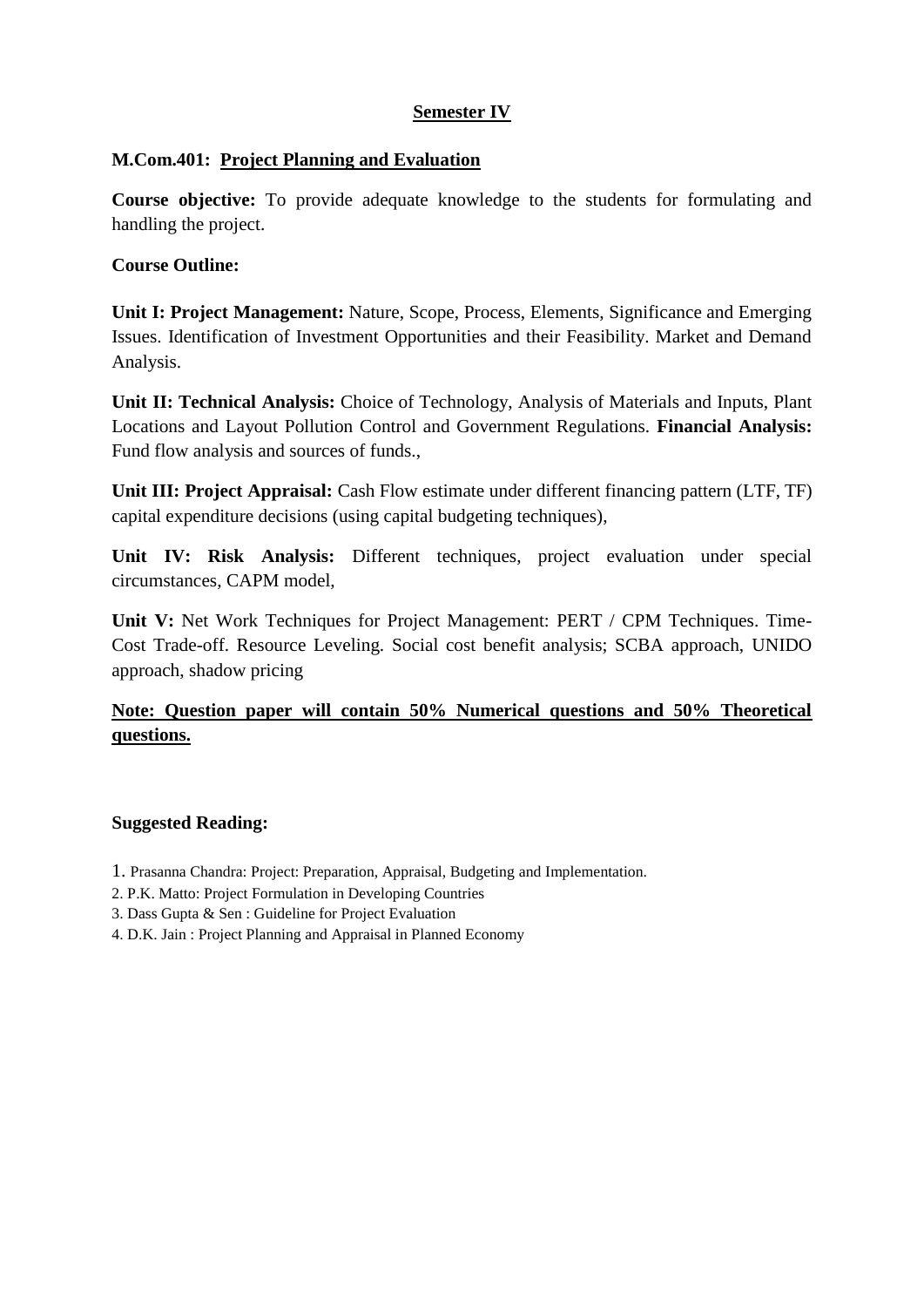## Semester IV

### M.Com.401: Project Planning and Evaluation

**Course objective:** To provide adequate knowledge to the students for formulating and handling the project.

**Course Outline:**

**Unit I: Project Management:** Nature, Scope, Process, Elements, Significance and Emerging Issues. Identification of Investment Opportunities and their Feasibility. Market and Demand Analysis.

**Unit II: Technical Analysis:** Choice of Technology, Analysis of Materials and Inputs, Plant Locations and Layout Pollution Control and Government Regulations. **Financial Analysis:** Fund flow analysis and sources of funds.,

**Unit III: Project Appraisal:** Cash Flow estimate under different financing pattern (LTF, TF) capital expenditure decisions (using capital budgeting techniques),

**Unit IV: Risk Analysis:** Different techniques, project evaluation under special circumstances, CAPM model,

**Unit V:** Net Work Techniques for Project Management: PERT / CPM Techniques. Time-Cost Trade-off. Resource Leveling. Social cost benefit analysis; SCBA approach, UNIDO approach, shadow pricing

**Note: Question paper will contain 50% Numerical questions and 50% Theoretical questions.**

**Suggested Reading:**

1. Prasanna Chandra: Project: Preparation, Appraisal, Budgeting and Implementation.
2. P.K. Matto: Project Formulation in Developing Countries
3. Dass Gupta & Sen : Guideline for Project Evaluation
4. D.K. Jain : Project Planning and Appraisal in Planned Economy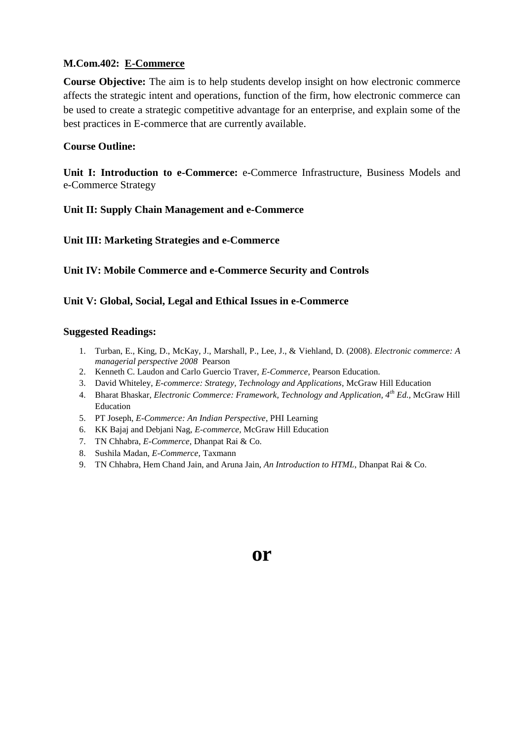**M.Com.402: <u>E-Commerce</u>**

**Course Objective:** The aim is to help students develop insight on how electronic commerce affects the strategic intent and operations, function of the firm, how electronic commerce can be used to create a strategic competitive advantage for an enterprise, and explain some of the best practices in E-commerce that are currently available.

**Course Outline:**

**Unit I: Introduction to e-Commerce:** e-Commerce Infrastructure, Business Models and e-Commerce Strategy

**Unit II: Supply Chain Management and e-Commerce**

**Unit III: Marketing Strategies and e-Commerce**

**Unit IV: Mobile Commerce and e-Commerce Security and Controls**

**Unit V: Global, Social, Legal and Ethical Issues in e-Commerce**

**Suggested Readings:**

1. Turban, E., King, D., McKay, J., Marshall, P., Lee, J., & Viehland, D. (2008). *Electronic commerce: A managerial perspective 2008* Pearson
2. Kenneth C. Laudon and Carlo Guercio Traver, *E-Commerce*, Pearson Education.
3. David Whiteley, *E-commerce: Strategy, Technology and Applications*, McGraw Hill Education
4. Bharat Bhaskar, *Electronic Commerce: Framework, Technology and Application, 4th Ed.,* McGraw Hill Education
5. PT Joseph, *E-Commerce: An Indian Perspective*, PHI Learning
6. KK Bajaj and Debjani Nag, *E-commerce*, McGraw Hill Education
7. TN Chhabra, *E-Commerce,* Dhanpat Rai & Co.
8. Sushila Madan, *E-Commerce,* Taxmann
9. TN Chhabra, Hem Chand Jain, and Aruna Jain, *An Introduction to HTML*, Dhanpat Rai & Co.

**or**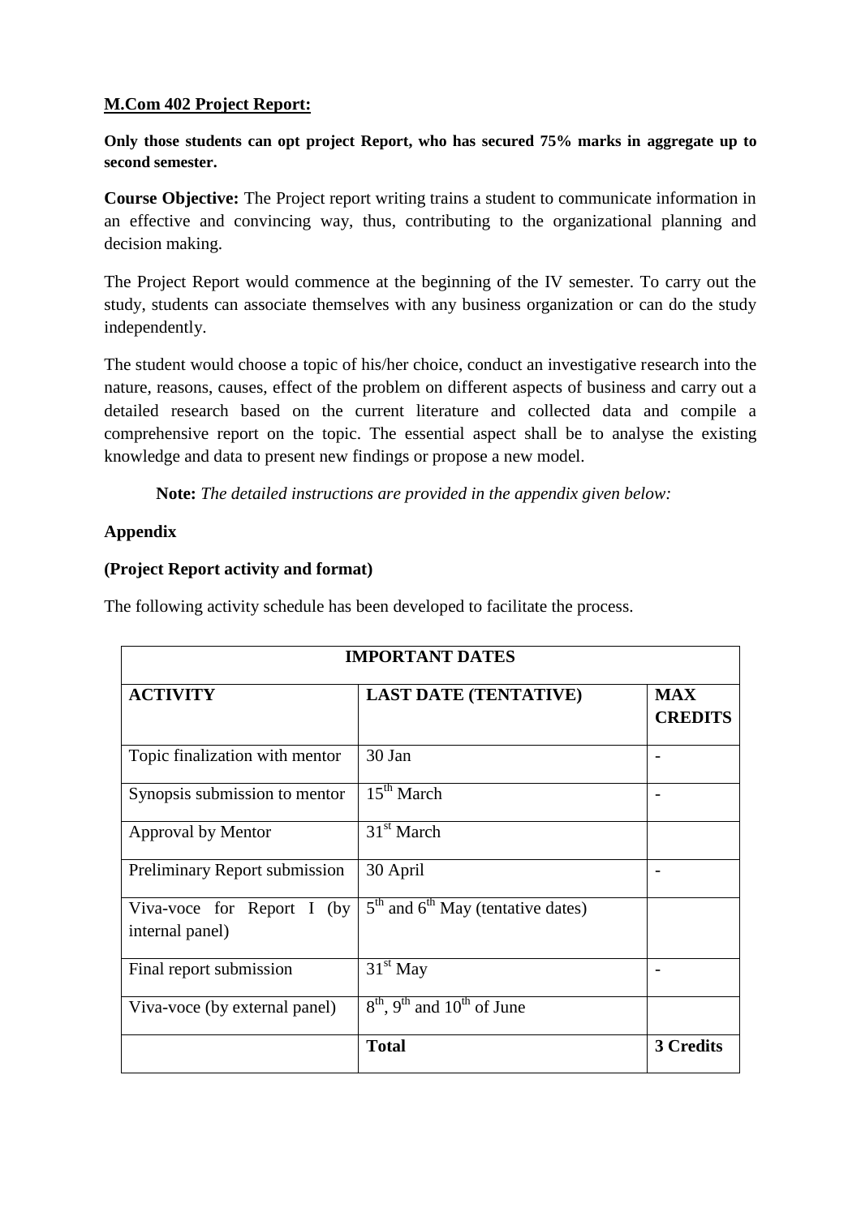**M.Com 402 Project Report:**

**Only those students can opt project Report, who has secured 75% marks in aggregate up to second semester.**

**Course Objective:** The Project report writing trains a student to communicate information in an effective and convincing way, thus, contributing to the organizational planning and decision making.

The Project Report would commence at the beginning of the IV semester. To carry out the study, students can associate themselves with any business organization or can do the study independently.

The student would choose a topic of his/her choice, conduct an investigative research into the nature, reasons, causes, effect of the problem on different aspects of business and carry out a detailed research based on the current literature and collected data and compile a comprehensive report on the topic. The essential aspect shall be to analyse the existing knowledge and data to present new findings or propose a new model.

**Note:** *The detailed instructions are provided in the appendix given below:*

**Appendix**

**(Project Report activity and format)**

The following activity schedule has been developed to facilitate the process.

| **IMPORTANT DATES** | | |
|---|---|---|
| **ACTIVITY** | **LAST DATE (TENTATIVE)** | **MAX CREDITS** |
| Topic finalization with mentor | 30 Jan | - |
| Synopsis submission to mentor | 15th March | - |
| Approval by Mentor | 31st March | |
| Preliminary Report submission | 30 April | - |
| Viva-voce for Report I (by internal panel) | 5th and 6th May (tentative dates) | |
| Final report submission | 31st May | - |
| Viva-voce (by external panel) | 8th, 9th and 10th of June | |
| | **Total** | **3 Credits** |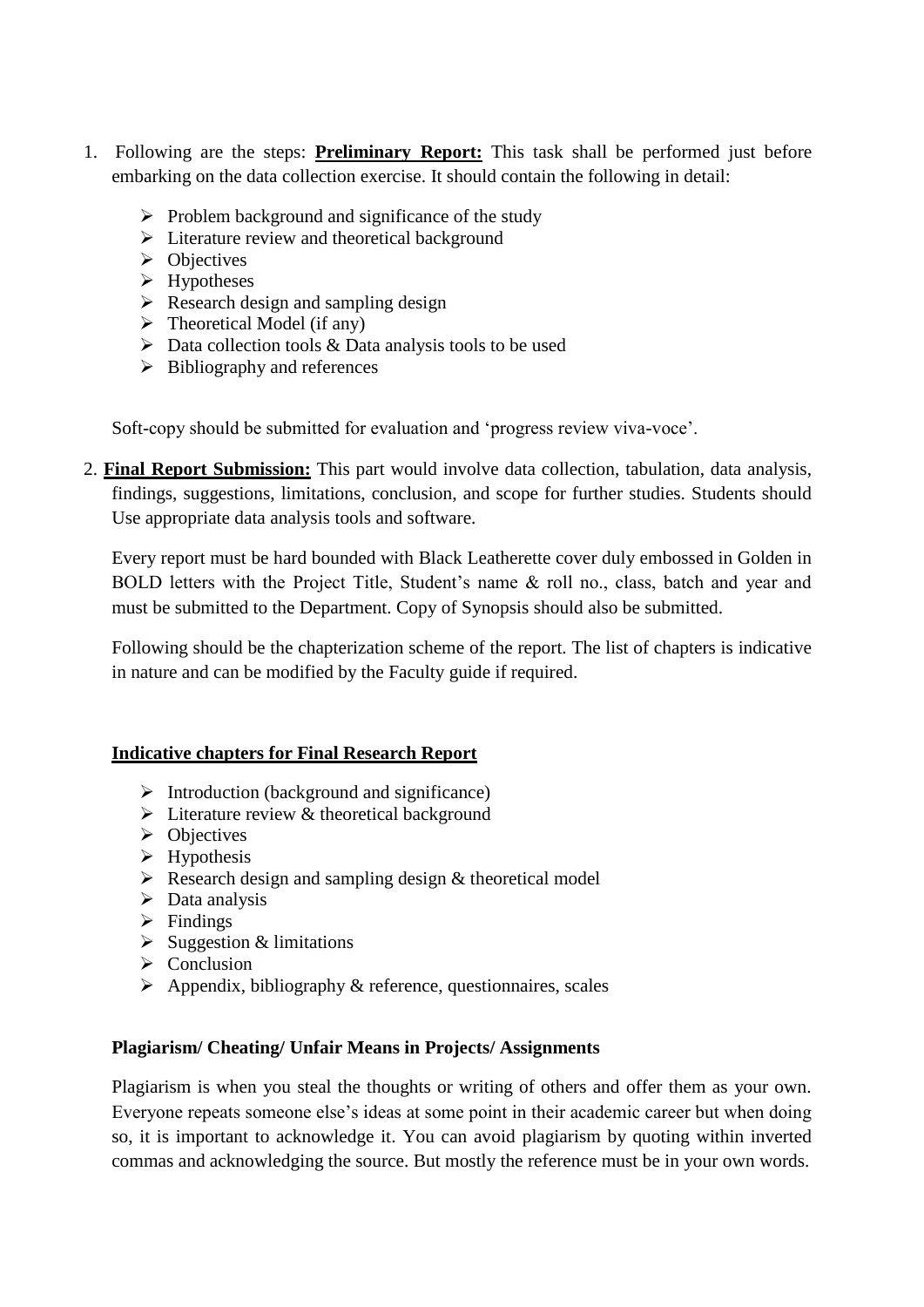1. Following are the steps: **Preliminary Report:** This task shall be performed just before embarking on the data collection exercise. It should contain the following in detail:

   - Problem background and significance of the study
   - Literature review and theoretical background
   - Objectives
   - Hypotheses
   - Research design and sampling design
   - Theoretical Model (if any)
   - Data collection tools & Data analysis tools to be used
   - Bibliography and references

   Soft-copy should be submitted for evaluation and 'progress review viva-voce'.

2. **Final Report Submission:** This part would involve data collection, tabulation, data analysis, findings, suggestions, limitations, conclusion, and scope for further studies. Students should Use appropriate data analysis tools and software.

   Every report must be hard bounded with Black Leatherette cover duly embossed in Golden in BOLD letters with the Project Title, Student's name & roll no., class, batch and year and must be submitted to the Department. Copy of Synopsis should also be submitted.

   Following should be the chapterization scheme of the report. The list of chapters is indicative in nature and can be modified by the Faculty guide if required.

**Indicative chapters for Final Research Report**

- Introduction (background and significance)
- Literature review & theoretical background
- Objectives
- Hypothesis
- Research design and sampling design & theoretical model
- Data analysis
- Findings
- Suggestion & limitations
- Conclusion
- Appendix, bibliography & reference, questionnaires, scales

**Plagiarism/ Cheating/ Unfair Means in Projects/ Assignments**

Plagiarism is when you steal the thoughts or writing of others and offer them as your own. Everyone repeats someone else's ideas at some point in their academic career but when doing so, it is important to acknowledge it. You can avoid plagiarism by quoting within inverted commas and acknowledging the source. But mostly the reference must be in your own words.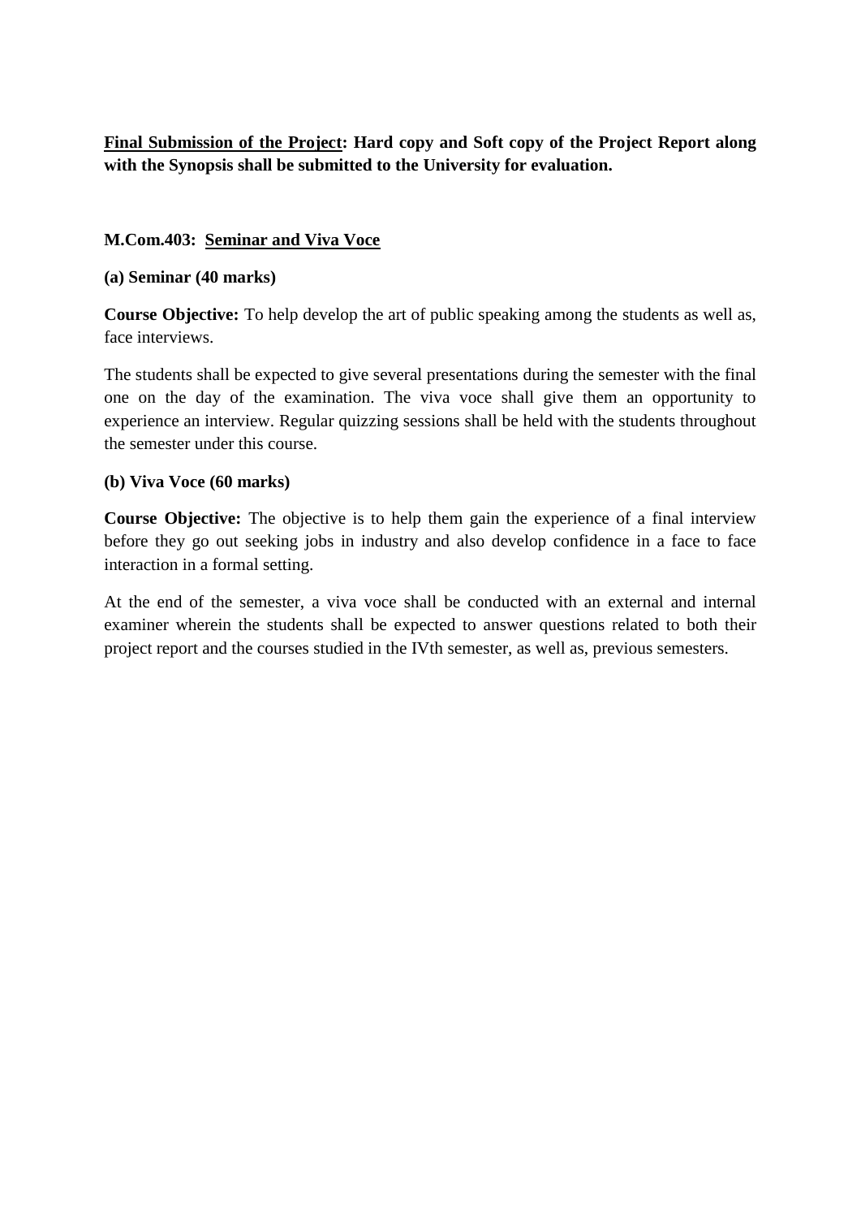**Final Submission of the Project: Hard copy and Soft copy of the Project Report along with the Synopsis shall be submitted to the University for evaluation.**

### M.Com.403: Seminar and Viva Voce

**(a) Seminar (40 marks)**

**Course Objective:** To help develop the art of public speaking among the students as well as, face interviews.

The students shall be expected to give several presentations during the semester with the final one on the day of the examination. The viva voce shall give them an opportunity to experience an interview. Regular quizzing sessions shall be held with the students throughout the semester under this course.

**(b) Viva Voce (60 marks)**

**Course Objective:** The objective is to help them gain the experience of a final interview before they go out seeking jobs in industry and also develop confidence in a face to face interaction in a formal setting.

At the end of the semester, a viva voce shall be conducted with an external and internal examiner wherein the students shall be expected to answer questions related to both their project report and the courses studied in the IVth semester, as well as, previous semesters.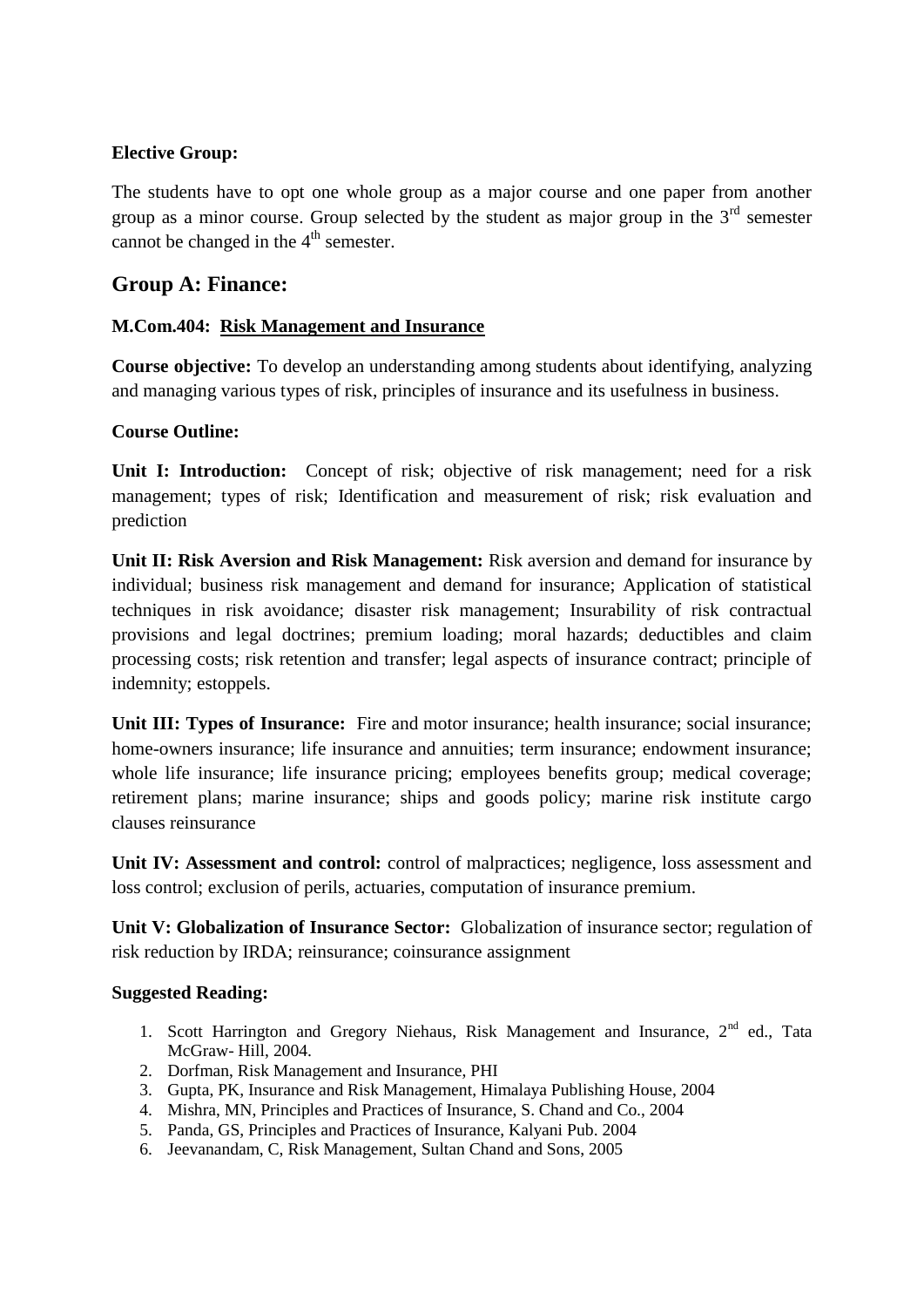**Elective Group:**

The students have to opt one whole group as a major course and one paper from another group as a minor course. Group selected by the student as major group in the 3rd semester cannot be changed in the 4th semester.

## Group A: Finance:

**M.Com.404: Risk Management and Insurance**

**Course objective:** To develop an understanding among students about identifying, analyzing and managing various types of risk, principles of insurance and its usefulness in business.

**Course Outline:**

**Unit I: Introduction:** Concept of risk; objective of risk management; need for a risk management; types of risk; Identification and measurement of risk; risk evaluation and prediction

**Unit II: Risk Aversion and Risk Management:** Risk aversion and demand for insurance by individual; business risk management and demand for insurance; Application of statistical techniques in risk avoidance; disaster risk management; Insurability of risk contractual provisions and legal doctrines; premium loading; moral hazards; deductibles and claim processing costs; risk retention and transfer; legal aspects of insurance contract; principle of indemnity; estoppels.

**Unit III: Types of Insurance:** Fire and motor insurance; health insurance; social insurance; home-owners insurance; life insurance and annuities; term insurance; endowment insurance; whole life insurance; life insurance pricing; employees benefits group; medical coverage; retirement plans; marine insurance; ships and goods policy; marine risk institute cargo clauses reinsurance

**Unit IV: Assessment and control:** control of malpractices; negligence, loss assessment and loss control; exclusion of perils, actuaries, computation of insurance premium.

**Unit V: Globalization of Insurance Sector:** Globalization of insurance sector; regulation of risk reduction by IRDA; reinsurance; coinsurance assignment

**Suggested Reading:**

1. Scott Harrington and Gregory Niehaus, Risk Management and Insurance, 2nd ed., Tata McGraw- Hill, 2004.
2. Dorfman, Risk Management and Insurance, PHI
3. Gupta, PK, Insurance and Risk Management, Himalaya Publishing House, 2004
4. Mishra, MN, Principles and Practices of Insurance, S. Chand and Co., 2004
5. Panda, GS, Principles and Practices of Insurance, Kalyani Pub. 2004
6. Jeevanandam, C, Risk Management, Sultan Chand and Sons, 2005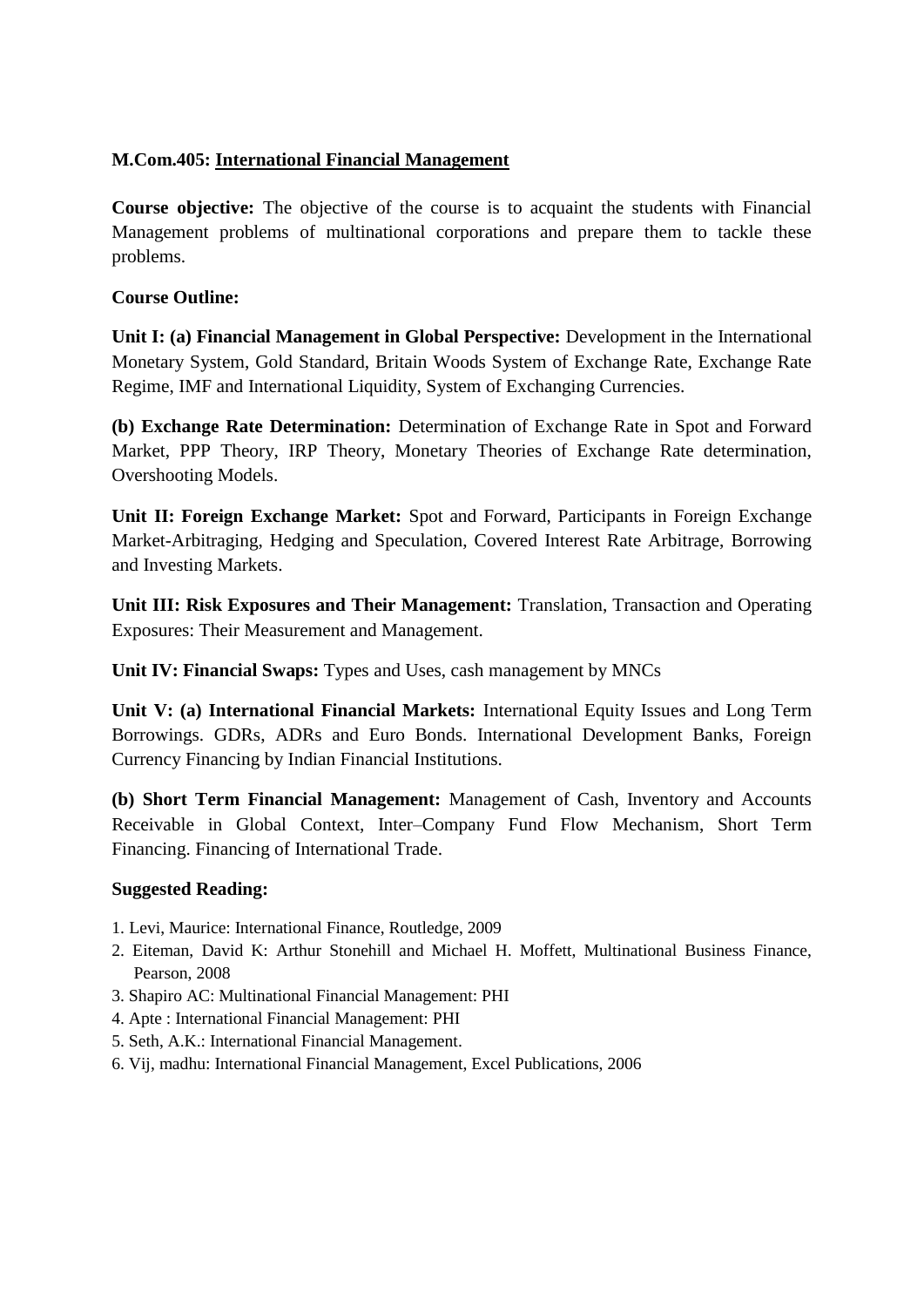**M.Com.405: International Financial Management**

**Course objective:** The objective of the course is to acquaint the students with Financial Management problems of multinational corporations and prepare them to tackle these problems.

**Course Outline:**

**Unit I: (a) Financial Management in Global Perspective:** Development in the International Monetary System, Gold Standard, Britain Woods System of Exchange Rate, Exchange Rate Regime, IMF and International Liquidity, System of Exchanging Currencies.

**(b) Exchange Rate Determination:** Determination of Exchange Rate in Spot and Forward Market, PPP Theory, IRP Theory, Monetary Theories of Exchange Rate determination, Overshooting Models.

**Unit II: Foreign Exchange Market:** Spot and Forward, Participants in Foreign Exchange Market-Arbitraging, Hedging and Speculation, Covered Interest Rate Arbitrage, Borrowing and Investing Markets.

**Unit III: Risk Exposures and Their Management:** Translation, Transaction and Operating Exposures: Their Measurement and Management.

**Unit IV: Financial Swaps:** Types and Uses, cash management by MNCs

**Unit V: (a) International Financial Markets:** International Equity Issues and Long Term Borrowings. GDRs, ADRs and Euro Bonds. International Development Banks, Foreign Currency Financing by Indian Financial Institutions.

**(b) Short Term Financial Management:** Management of Cash, Inventory and Accounts Receivable in Global Context, Inter–Company Fund Flow Mechanism, Short Term Financing. Financing of International Trade.

**Suggested Reading:**

1. Levi, Maurice: International Finance, Routledge, 2009
2. Eiteman, David K: Arthur Stonehill and Michael H. Moffett, Multinational Business Finance, Pearson, 2008
3. Shapiro AC: Multinational Financial Management: PHI
4. Apte : International Financial Management: PHI
5. Seth, A.K.: International Financial Management.
6. Vij, madhu: International Financial Management, Excel Publications, 2006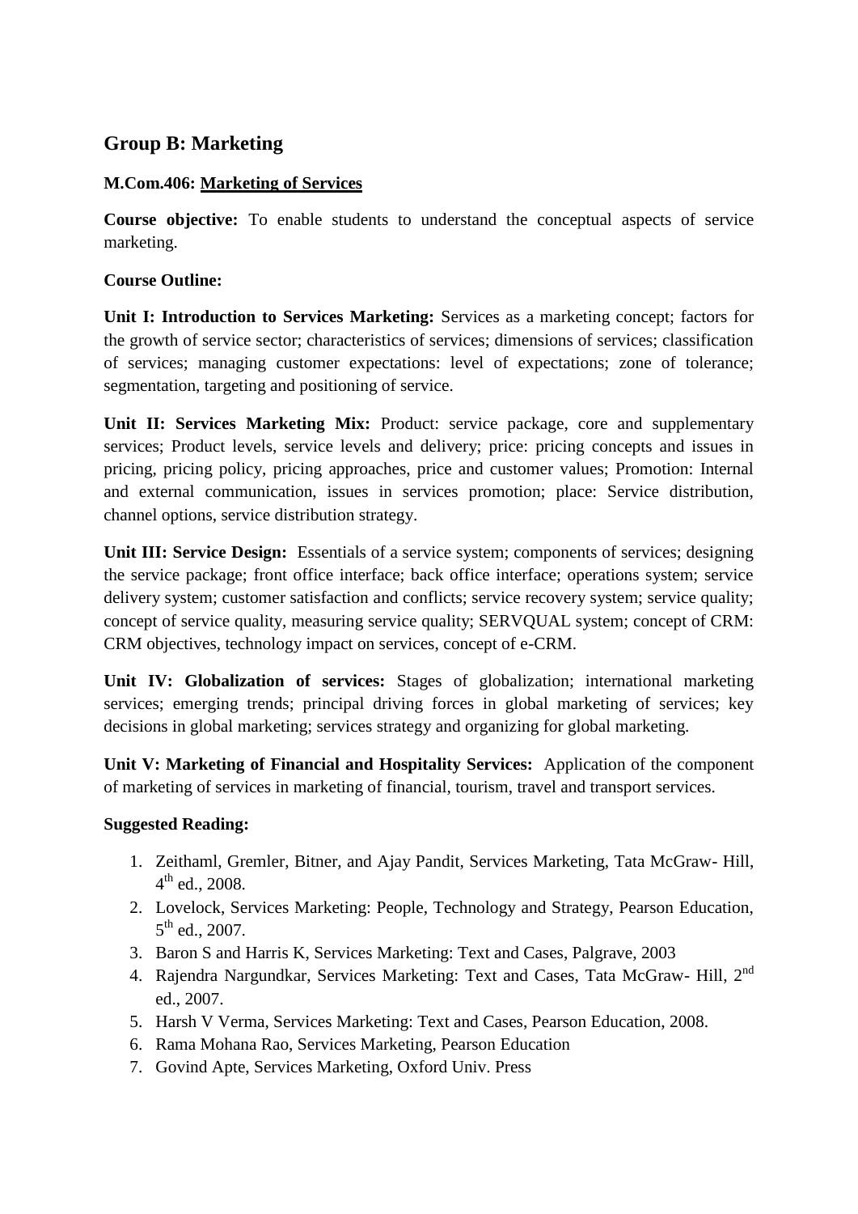## Group B: Marketing

**M.Com.406: Marketing of Services**

**Course objective:** To enable students to understand the conceptual aspects of service marketing.

**Course Outline:**

**Unit I: Introduction to Services Marketing:** Services as a marketing concept; factors for the growth of service sector; characteristics of services; dimensions of services; classification of services; managing customer expectations: level of expectations; zone of tolerance; segmentation, targeting and positioning of service.

**Unit II: Services Marketing Mix:** Product: service package, core and supplementary services; Product levels, service levels and delivery; price: pricing concepts and issues in pricing, pricing policy, pricing approaches, price and customer values; Promotion: Internal and external communication, issues in services promotion; place: Service distribution, channel options, service distribution strategy.

**Unit III: Service Design:** Essentials of a service system; components of services; designing the service package; front office interface; back office interface; operations system; service delivery system; customer satisfaction and conflicts; service recovery system; service quality; concept of service quality, measuring service quality; SERVQUAL system; concept of CRM: CRM objectives, technology impact on services, concept of e-CRM.

**Unit IV: Globalization of services:** Stages of globalization; international marketing services; emerging trends; principal driving forces in global marketing of services; key decisions in global marketing; services strategy and organizing for global marketing.

**Unit V: Marketing of Financial and Hospitality Services:** Application of the component of marketing of services in marketing of financial, tourism, travel and transport services.

**Suggested Reading:**

1. Zeithaml, Gremler, Bitner, and Ajay Pandit, Services Marketing, Tata McGraw- Hill, 4th ed., 2008.
2. Lovelock, Services Marketing: People, Technology and Strategy, Pearson Education, 5th ed., 2007.
3. Baron S and Harris K, Services Marketing: Text and Cases, Palgrave, 2003
4. Rajendra Nargundkar, Services Marketing: Text and Cases, Tata McGraw- Hill, 2nd ed., 2007.
5. Harsh V Verma, Services Marketing: Text and Cases, Pearson Education, 2008.
6. Rama Mohana Rao, Services Marketing, Pearson Education
7. Govind Apte, Services Marketing, Oxford Univ. Press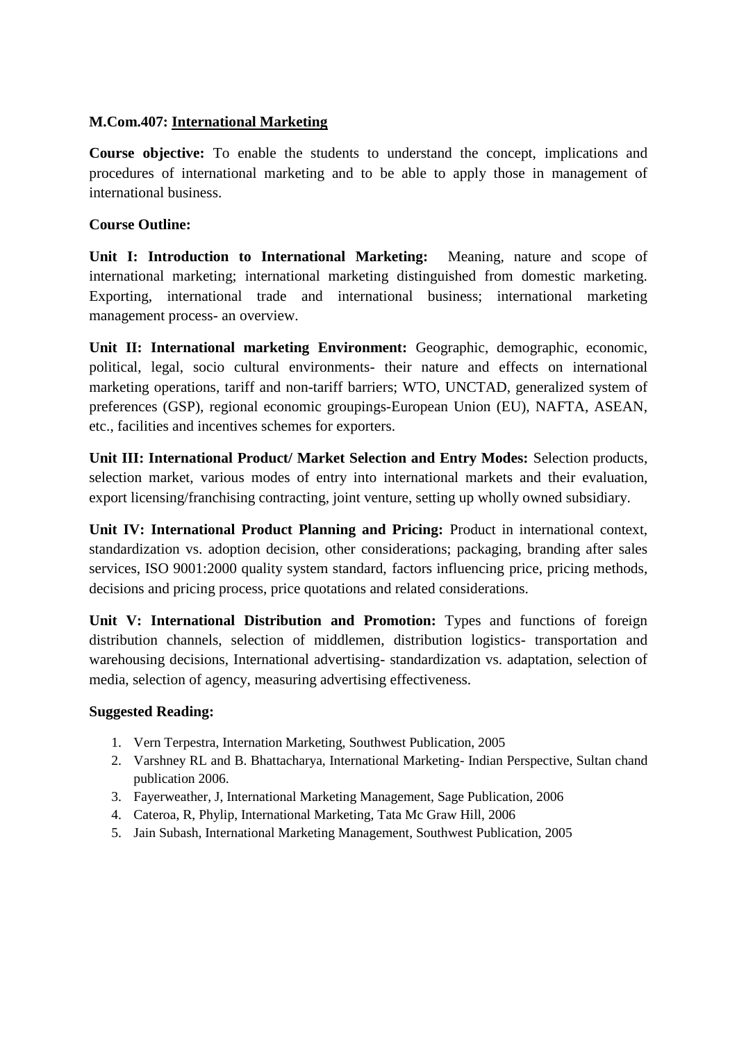**M.Com.407: International Marketing**

**Course objective:** To enable the students to understand the concept, implications and procedures of international marketing and to be able to apply those in management of international business.

**Course Outline:**

**Unit I: Introduction to International Marketing:** Meaning, nature and scope of international marketing; international marketing distinguished from domestic marketing. Exporting, international trade and international business; international marketing management process- an overview.

**Unit II: International marketing Environment:** Geographic, demographic, economic, political, legal, socio cultural environments- their nature and effects on international marketing operations, tariff and non-tariff barriers; WTO, UNCTAD, generalized system of preferences (GSP), regional economic groupings-European Union (EU), NAFTA, ASEAN, etc., facilities and incentives schemes for exporters.

**Unit III: International Product/ Market Selection and Entry Modes:** Selection products, selection market, various modes of entry into international markets and their evaluation, export licensing/franchising contracting, joint venture, setting up wholly owned subsidiary.

**Unit IV: International Product Planning and Pricing:** Product in international context, standardization vs. adoption decision, other considerations; packaging, branding after sales services, ISO 9001:2000 quality system standard, factors influencing price, pricing methods, decisions and pricing process, price quotations and related considerations.

**Unit V: International Distribution and Promotion:** Types and functions of foreign distribution channels, selection of middlemen, distribution logistics- transportation and warehousing decisions, International advertising- standardization vs. adaptation, selection of media, selection of agency, measuring advertising effectiveness.

**Suggested Reading:**

1. Vern Terpestra, Internation Marketing, Southwest Publication, 2005
2. Varshney RL and B. Bhattacharya, International Marketing- Indian Perspective, Sultan chand publication 2006.
3. Fayerweather, J, International Marketing Management, Sage Publication, 2006
4. Cateroa, R, Phylip, International Marketing, Tata Mc Graw Hill, 2006
5. Jain Subash, International Marketing Management, Southwest Publication, 2005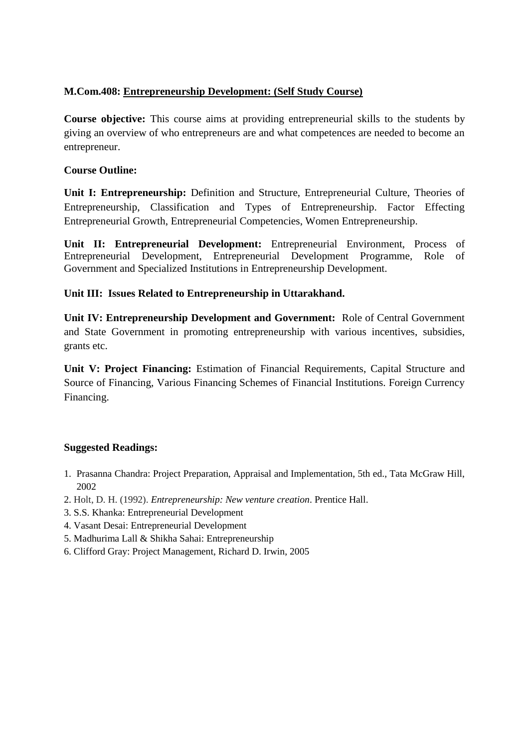**M.Com.408: <u>Entrepreneurship Development: (Self Study Course)</u>**

**Course objective:** This course aims at providing entrepreneurial skills to the students by giving an overview of who entrepreneurs are and what competences are needed to become an entrepreneur.

**Course Outline:**

**Unit I: Entrepreneurship:** Definition and Structure, Entrepreneurial Culture, Theories of Entrepreneurship, Classification and Types of Entrepreneurship. Factor Effecting Entrepreneurial Growth, Entrepreneurial Competencies, Women Entrepreneurship.

**Unit II: Entrepreneurial Development:** Entrepreneurial Environment, Process of Entrepreneurial Development, Entrepreneurial Development Programme, Role of Government and Specialized Institutions in Entrepreneurship Development.

**Unit III: Issues Related to Entrepreneurship in Uttarakhand.**

**Unit IV: Entrepreneurship Development and Government:** Role of Central Government and State Government in promoting entrepreneurship with various incentives, subsidies, grants etc.

**Unit V: Project Financing:** Estimation of Financial Requirements, Capital Structure and Source of Financing, Various Financing Schemes of Financial Institutions. Foreign Currency Financing.

**Suggested Readings:**

1. Prasanna Chandra: Project Preparation, Appraisal and Implementation, 5th ed., Tata McGraw Hill, 2002
2. Holt, D. H. (1992). *Entrepreneurship: New venture creation*. Prentice Hall.
3. S.S. Khanka: Entrepreneurial Development
4. Vasant Desai: Entrepreneurial Development
5. Madhurima Lall & Shikha Sahai: Entrepreneurship
6. Clifford Gray: Project Management, Richard D. Irwin, 2005